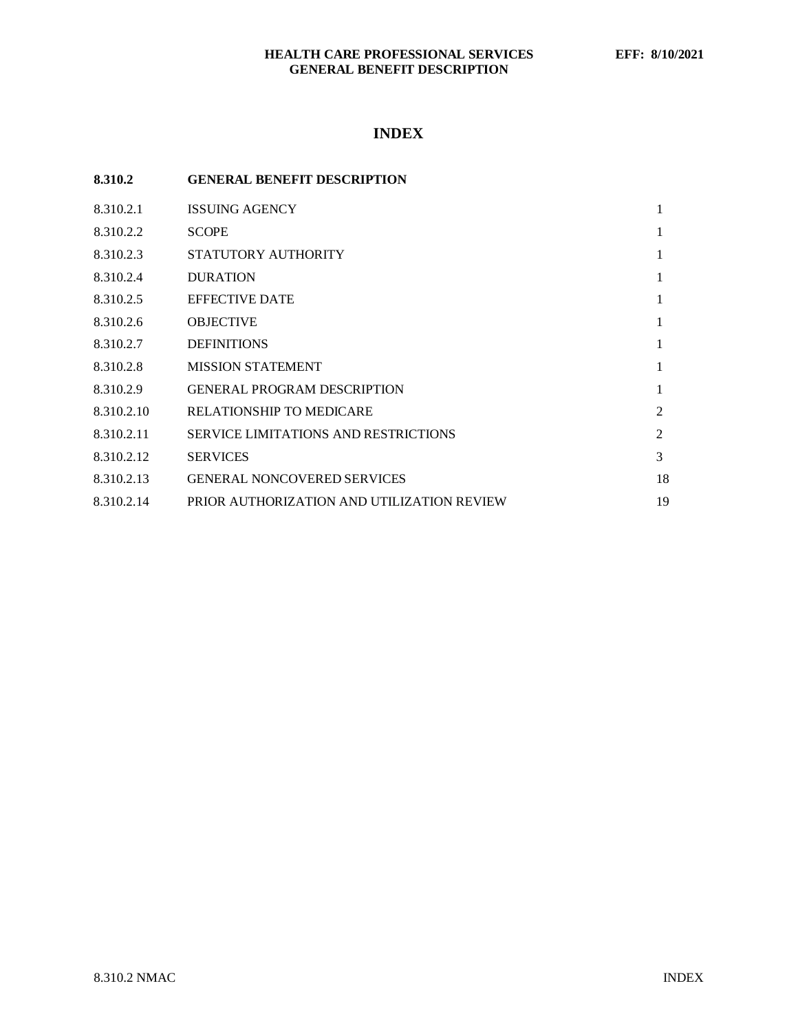# INDEX

| 8.310.2 | GENERAL BENEFIT DESCRIPTION | |
|---|---|---|
| 8.310.2.1 | ISSUING AGENCY | 1 |
| 8.310.2.2 | SCOPE | 1 |
| 8.310.2.3 | STATUTORY AUTHORITY | 1 |
| 8.310.2.4 | DURATION | 1 |
| 8.310.2.5 | EFFECTIVE DATE | 1 |
| 8.310.2.6 | OBJECTIVE | 1 |
| 8.310.2.7 | DEFINITIONS | 1 |
| 8.310.2.8 | MISSION STATEMENT | 1 |
| 8.310.2.9 | GENERAL PROGRAM DESCRIPTION | 1 |
| 8.310.2.10 | RELATIONSHIP TO MEDICARE | 2 |
| 8.310.2.11 | SERVICE LIMITATIONS AND RESTRICTIONS | 2 |
| 8.310.2.12 | SERVICES | 3 |
| 8.310.2.13 | GENERAL NONCOVERED SERVICES | 18 |
| 8.310.2.14 | PRIOR AUTHORIZATION AND UTILIZATION REVIEW | 19 |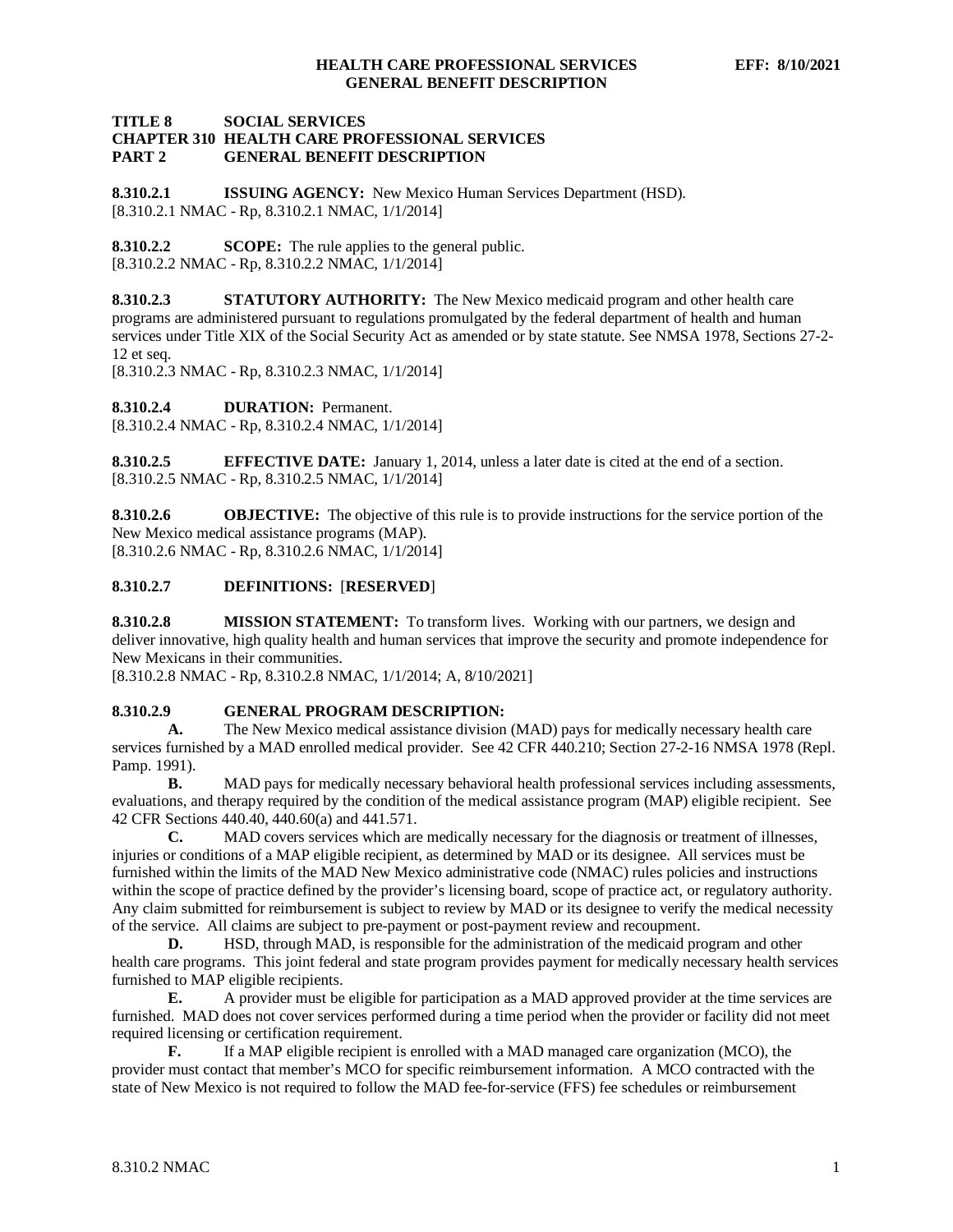# TITLE 8 SOCIAL SERVICES
## CHAPTER 310 HEALTH CARE PROFESSIONAL SERVICES
## PART 2 GENERAL BENEFIT DESCRIPTION

**8.310.2.1 ISSUING AGENCY:** New Mexico Human Services Department (HSD).
[8.310.2.1 NMAC - Rp, 8.310.2.1 NMAC, 1/1/2014]

**8.310.2.2 SCOPE:** The rule applies to the general public.
[8.310.2.2 NMAC - Rp, 8.310.2.2 NMAC, 1/1/2014]

**8.310.2.3 STATUTORY AUTHORITY:** The New Mexico medicaid program and other health care programs are administered pursuant to regulations promulgated by the federal department of health and human services under Title XIX of the Social Security Act as amended or by state statute. See NMSA 1978, Sections 27-2-12 et seq.
[8.310.2.3 NMAC - Rp, 8.310.2.3 NMAC, 1/1/2014]

**8.310.2.4 DURATION:** Permanent.
[8.310.2.4 NMAC - Rp, 8.310.2.4 NMAC, 1/1/2014]

**8.310.2.5 EFFECTIVE DATE:** January 1, 2014, unless a later date is cited at the end of a section.
[8.310.2.5 NMAC - Rp, 8.310.2.5 NMAC, 1/1/2014]

**8.310.2.6 OBJECTIVE:** The objective of this rule is to provide instructions for the service portion of the New Mexico medical assistance programs (MAP).
[8.310.2.6 NMAC - Rp, 8.310.2.6 NMAC, 1/1/2014]

**8.310.2.7 DEFINITIONS:** [**RESERVED**]

**8.310.2.8 MISSION STATEMENT:** To transform lives. Working with our partners, we design and deliver innovative, high quality health and human services that improve the security and promote independence for New Mexicans in their communities.
[8.310.2.8 NMAC - Rp, 8.310.2.8 NMAC, 1/1/2014; A, 8/10/2021]

**8.310.2.9 GENERAL PROGRAM DESCRIPTION:**

**A.** The New Mexico medical assistance division (MAD) pays for medically necessary health care services furnished by a MAD enrolled medical provider. See 42 CFR 440.210; Section 27-2-16 NMSA 1978 (Repl. Pamp. 1991).

**B.** MAD pays for medically necessary behavioral health professional services including assessments, evaluations, and therapy required by the condition of the medical assistance program (MAP) eligible recipient. See 42 CFR Sections 440.40, 440.60(a) and 441.571.

**C.** MAD covers services which are medically necessary for the diagnosis or treatment of illnesses, injuries or conditions of a MAP eligible recipient, as determined by MAD or its designee. All services must be furnished within the limits of the MAD New Mexico administrative code (NMAC) rules policies and instructions within the scope of practice defined by the provider's licensing board, scope of practice act, or regulatory authority. Any claim submitted for reimbursement is subject to review by MAD or its designee to verify the medical necessity of the service. All claims are subject to pre-payment or post-payment review and recoupment.

**D.** HSD, through MAD, is responsible for the administration of the medicaid program and other health care programs. This joint federal and state program provides payment for medically necessary health services furnished to MAP eligible recipients.

**E.** A provider must be eligible for participation as a MAD approved provider at the time services are furnished. MAD does not cover services performed during a time period when the provider or facility did not meet required licensing or certification requirement.

**F.** If a MAP eligible recipient is enrolled with a MAD managed care organization (MCO), the provider must contact that member's MCO for specific reimbursement information. A MCO contracted with the state of New Mexico is not required to follow the MAD fee-for-service (FFS) fee schedules or reimbursement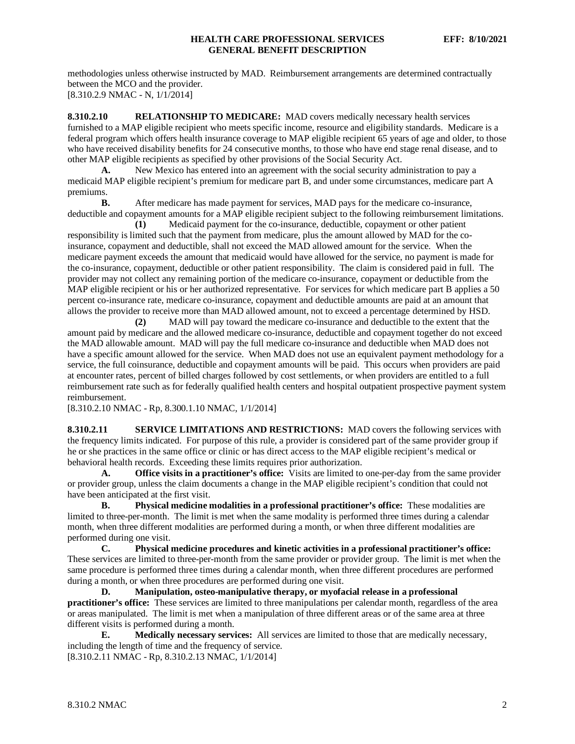methodologies unless otherwise instructed by MAD. Reimbursement arrangements are determined contractually between the MCO and the provider.
[8.310.2.9 NMAC - N, 1/1/2014]

**8.310.2.10 RELATIONSHIP TO MEDICARE:** MAD covers medically necessary health services furnished to a MAP eligible recipient who meets specific income, resource and eligibility standards. Medicare is a federal program which offers health insurance coverage to MAP eligible recipient 65 years of age and older, to those who have received disability benefits for 24 consecutive months, to those who have end stage renal disease, and to other MAP eligible recipients as specified by other provisions of the Social Security Act.

**A.** New Mexico has entered into an agreement with the social security administration to pay a medicaid MAP eligible recipient's premium for medicare part B, and under some circumstances, medicare part A premiums.

**B.** After medicare has made payment for services, MAD pays for the medicare co-insurance, deductible and copayment amounts for a MAP eligible recipient subject to the following reimbursement limitations.

**(1)** Medicaid payment for the co-insurance, deductible, copayment or other patient responsibility is limited such that the payment from medicare, plus the amount allowed by MAD for the co-insurance, copayment and deductible, shall not exceed the MAD allowed amount for the service. When the medicare payment exceeds the amount that medicaid would have allowed for the service, no payment is made for the co-insurance, copayment, deductible or other patient responsibility. The claim is considered paid in full. The provider may not collect any remaining portion of the medicare co-insurance, copayment or deductible from the MAP eligible recipient or his or her authorized representative. For services for which medicare part B applies a 50 percent co-insurance rate, medicare co-insurance, copayment and deductible amounts are paid at an amount that allows the provider to receive more than MAD allowed amount, not to exceed a percentage determined by HSD.

**(2)** MAD will pay toward the medicare co-insurance and deductible to the extent that the amount paid by medicare and the allowed medicare co-insurance, deductible and copayment together do not exceed the MAD allowable amount. MAD will pay the full medicare co-insurance and deductible when MAD does not have a specific amount allowed for the service. When MAD does not use an equivalent payment methodology for a service, the full coinsurance, deductible and copayment amounts will be paid. This occurs when providers are paid at encounter rates, percent of billed charges followed by cost settlements, or when providers are entitled to a full reimbursement rate such as for federally qualified health centers and hospital outpatient prospective payment system reimbursement.
[8.310.2.10 NMAC - Rp, 8.300.1.10 NMAC, 1/1/2014]

**8.310.2.11 SERVICE LIMITATIONS AND RESTRICTIONS:** MAD covers the following services with the frequency limits indicated. For purpose of this rule, a provider is considered part of the same provider group if he or she practices in the same office or clinic or has direct access to the MAP eligible recipient's medical or behavioral health records. Exceeding these limits requires prior authorization.

**A. Office visits in a practitioner's office:** Visits are limited to one-per-day from the same provider or provider group, unless the claim documents a change in the MAP eligible recipient's condition that could not have been anticipated at the first visit.

**B. Physical medicine modalities in a professional practitioner's office:** These modalities are limited to three-per-month. The limit is met when the same modality is performed three times during a calendar month, when three different modalities are performed during a month, or when three different modalities are performed during one visit.

**C. Physical medicine procedures and kinetic activities in a professional practitioner's office:** These services are limited to three-per-month from the same provider or provider group. The limit is met when the same procedure is performed three times during a calendar month, when three different procedures are performed during a month, or when three procedures are performed during one visit.

**D. Manipulation, osteo-manipulative therapy, or myofacial release in a professional practitioner's office:** These services are limited to three manipulations per calendar month, regardless of the area or areas manipulated. The limit is met when a manipulation of three different areas or of the same area at three different visits is performed during a month.

**E. Medically necessary services:** All services are limited to those that are medically necessary, including the length of time and the frequency of service.
[8.310.2.11 NMAC - Rp, 8.310.2.13 NMAC, 1/1/2014]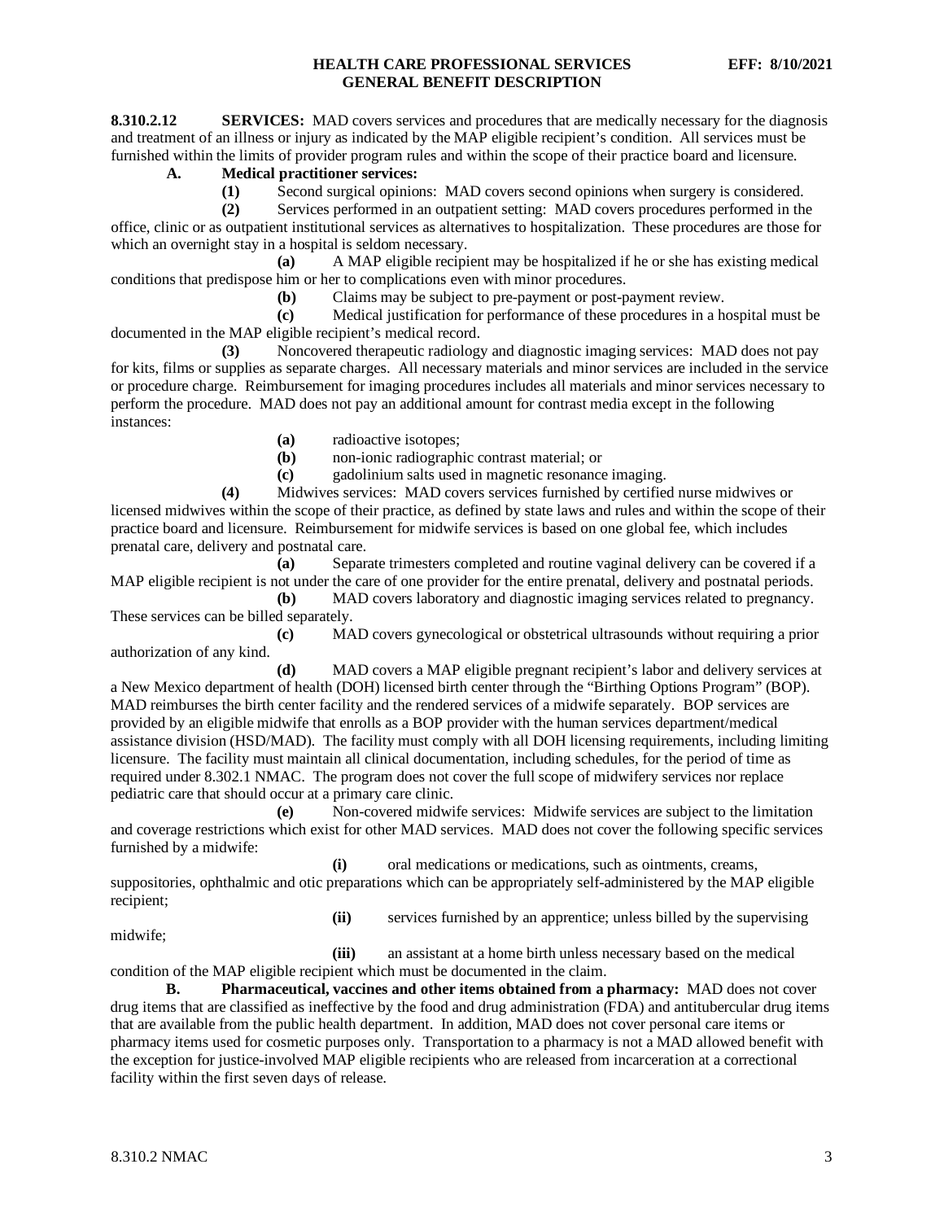**8.310.2.12 SERVICES:** MAD covers services and procedures that are medically necessary for the diagnosis and treatment of an illness or injury as indicated by the MAP eligible recipient's condition. All services must be furnished within the limits of provider program rules and within the scope of their practice board and licensure.

**A. Medical practitioner services:**

**(1)** Second surgical opinions: MAD covers second opinions when surgery is considered.

**(2)** Services performed in an outpatient setting: MAD covers procedures performed in the office, clinic or as outpatient institutional services as alternatives to hospitalization. These procedures are those for which an overnight stay in a hospital is seldom necessary.

**(a)** A MAP eligible recipient may be hospitalized if he or she has existing medical conditions that predispose him or her to complications even with minor procedures.

**(b)** Claims may be subject to pre-payment or post-payment review.

**(c)** Medical justification for performance of these procedures in a hospital must be documented in the MAP eligible recipient's medical record.

**(3)** Noncovered therapeutic radiology and diagnostic imaging services: MAD does not pay for kits, films or supplies as separate charges. All necessary materials and minor services are included in the service or procedure charge. Reimbursement for imaging procedures includes all materials and minor services necessary to perform the procedure. MAD does not pay an additional amount for contrast media except in the following instances:

**(a)** radioactive isotopes;

**(b)** non-ionic radiographic contrast material; or

**(c)** gadolinium salts used in magnetic resonance imaging.

**(4)** Midwives services: MAD covers services furnished by certified nurse midwives or licensed midwives within the scope of their practice, as defined by state laws and rules and within the scope of their practice board and licensure. Reimbursement for midwife services is based on one global fee, which includes prenatal care, delivery and postnatal care.

**(a)** Separate trimesters completed and routine vaginal delivery can be covered if a MAP eligible recipient is not under the care of one provider for the entire prenatal, delivery and postnatal periods.

**(b)** MAD covers laboratory and diagnostic imaging services related to pregnancy. These services can be billed separately.

**(c)** MAD covers gynecological or obstetrical ultrasounds without requiring a prior authorization of any kind.

**(d)** MAD covers a MAP eligible pregnant recipient's labor and delivery services at a New Mexico department of health (DOH) licensed birth center through the "Birthing Options Program" (BOP). MAD reimburses the birth center facility and the rendered services of a midwife separately. BOP services are provided by an eligible midwife that enrolls as a BOP provider with the human services department/medical assistance division (HSD/MAD). The facility must comply with all DOH licensing requirements, including limiting licensure. The facility must maintain all clinical documentation, including schedules, for the period of time as required under 8.302.1 NMAC. The program does not cover the full scope of midwifery services nor replace pediatric care that should occur at a primary care clinic.

**(e)** Non-covered midwife services: Midwife services are subject to the limitation and coverage restrictions which exist for other MAD services. MAD does not cover the following specific services furnished by a midwife:

**(i)** oral medications or medications, such as ointments, creams, suppositories, ophthalmic and otic preparations which can be appropriately self-administered by the MAP eligible recipient;

**(ii)** services furnished by an apprentice; unless billed by the supervising midwife;

**(iii)** an assistant at a home birth unless necessary based on the medical condition of the MAP eligible recipient which must be documented in the claim.

**B. Pharmaceutical, vaccines and other items obtained from a pharmacy:** MAD does not cover drug items that are classified as ineffective by the food and drug administration (FDA) and antitubercular drug items that are available from the public health department. In addition, MAD does not cover personal care items or pharmacy items used for cosmetic purposes only. Transportation to a pharmacy is not a MAD allowed benefit with the exception for justice-involved MAP eligible recipients who are released from incarceration at a correctional facility within the first seven days of release.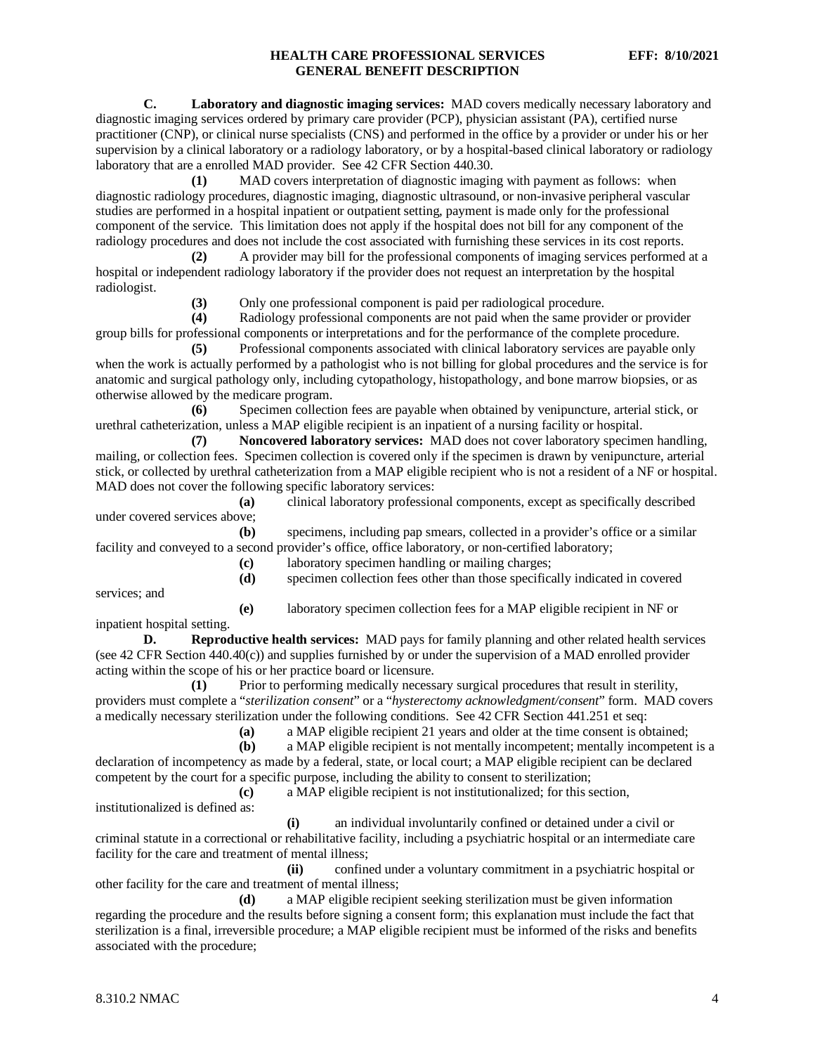**C. Laboratory and diagnostic imaging services:** MAD covers medically necessary laboratory and diagnostic imaging services ordered by primary care provider (PCP), physician assistant (PA), certified nurse practitioner (CNP), or clinical nurse specialists (CNS) and performed in the office by a provider or under his or her supervision by a clinical laboratory or a radiology laboratory, or by a hospital-based clinical laboratory or radiology laboratory that are a enrolled MAD provider. See 42 CFR Section 440.30.

**(1)** MAD covers interpretation of diagnostic imaging with payment as follows: when diagnostic radiology procedures, diagnostic imaging, diagnostic ultrasound, or non-invasive peripheral vascular studies are performed in a hospital inpatient or outpatient setting, payment is made only for the professional component of the service. This limitation does not apply if the hospital does not bill for any component of the radiology procedures and does not include the cost associated with furnishing these services in its cost reports.

**(2)** A provider may bill for the professional components of imaging services performed at a hospital or independent radiology laboratory if the provider does not request an interpretation by the hospital radiologist.

**(3)** Only one professional component is paid per radiological procedure.

**(4)** Radiology professional components are not paid when the same provider or provider group bills for professional components or interpretations and for the performance of the complete procedure.

**(5)** Professional components associated with clinical laboratory services are payable only when the work is actually performed by a pathologist who is not billing for global procedures and the service is for anatomic and surgical pathology only, including cytopathology, histopathology, and bone marrow biopsies, or as otherwise allowed by the medicare program.

**(6)** Specimen collection fees are payable when obtained by venipuncture, arterial stick, or urethral catheterization, unless a MAP eligible recipient is an inpatient of a nursing facility or hospital.

**(7) Noncovered laboratory services:** MAD does not cover laboratory specimen handling, mailing, or collection fees. Specimen collection is covered only if the specimen is drawn by venipuncture, arterial stick, or collected by urethral catheterization from a MAP eligible recipient who is not a resident of a NF or hospital. MAD does not cover the following specific laboratory services:

**(a)** clinical laboratory professional components, except as specifically described under covered services above;

**(b)** specimens, including pap smears, collected in a provider's office or a similar facility and conveyed to a second provider's office, office laboratory, or non-certified laboratory;

**(c)** laboratory specimen handling or mailing charges;

**(d)** specimen collection fees other than those specifically indicated in covered services; and

**(e)** laboratory specimen collection fees for a MAP eligible recipient in NF or inpatient hospital setting.

**D. Reproductive health services:** MAD pays for family planning and other related health services (see 42 CFR Section 440.40(c)) and supplies furnished by or under the supervision of a MAD enrolled provider acting within the scope of his or her practice board or licensure.

**(1)** Prior to performing medically necessary surgical procedures that result in sterility, providers must complete a "*sterilization consent*" or a "*hysterectomy acknowledgment/consent*" form. MAD covers a medically necessary sterilization under the following conditions. See 42 CFR Section 441.251 et seq:

**(a)** a MAP eligible recipient 21 years and older at the time consent is obtained;

**(b)** a MAP eligible recipient is not mentally incompetent; mentally incompetent is a declaration of incompetency as made by a federal, state, or local court; a MAP eligible recipient can be declared competent by the court for a specific purpose, including the ability to consent to sterilization;

**(c)** a MAP eligible recipient is not institutionalized; for this section, institutionalized is defined as:

**(i)** an individual involuntarily confined or detained under a civil or criminal statute in a correctional or rehabilitative facility, including a psychiatric hospital or an intermediate care facility for the care and treatment of mental illness;

**(ii)** confined under a voluntary commitment in a psychiatric hospital or other facility for the care and treatment of mental illness;

**(d)** a MAP eligible recipient seeking sterilization must be given information regarding the procedure and the results before signing a consent form; this explanation must include the fact that sterilization is a final, irreversible procedure; a MAP eligible recipient must be informed of the risks and benefits associated with the procedure;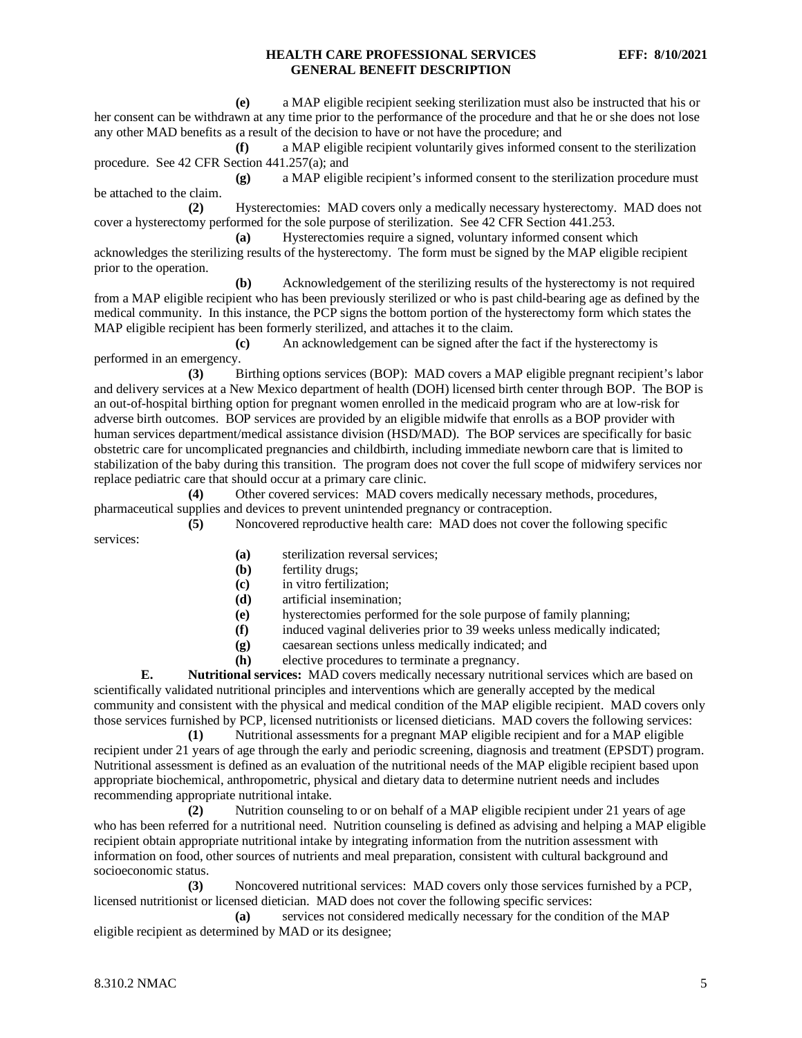**(e)** a MAP eligible recipient seeking sterilization must also be instructed that his or her consent can be withdrawn at any time prior to the performance of the procedure and that he or she does not lose any other MAD benefits as a result of the decision to have or not have the procedure; and

**(f)** a MAP eligible recipient voluntarily gives informed consent to the sterilization procedure. See 42 CFR Section 441.257(a); and

**(g)** a MAP eligible recipient's informed consent to the sterilization procedure must be attached to the claim.

**(2)** Hysterectomies: MAD covers only a medically necessary hysterectomy. MAD does not cover a hysterectomy performed for the sole purpose of sterilization. See 42 CFR Section 441.253.

**(a)** Hysterectomies require a signed, voluntary informed consent which acknowledges the sterilizing results of the hysterectomy. The form must be signed by the MAP eligible recipient prior to the operation.

**(b)** Acknowledgement of the sterilizing results of the hysterectomy is not required from a MAP eligible recipient who has been previously sterilized or who is past child-bearing age as defined by the medical community. In this instance, the PCP signs the bottom portion of the hysterectomy form which states the MAP eligible recipient has been formerly sterilized, and attaches it to the claim.

**(c)** An acknowledgement can be signed after the fact if the hysterectomy is performed in an emergency.

**(3)** Birthing options services (BOP): MAD covers a MAP eligible pregnant recipient's labor and delivery services at a New Mexico department of health (DOH) licensed birth center through BOP. The BOP is an out-of-hospital birthing option for pregnant women enrolled in the medicaid program who are at low-risk for adverse birth outcomes. BOP services are provided by an eligible midwife that enrolls as a BOP provider with human services department/medical assistance division (HSD/MAD). The BOP services are specifically for basic obstetric care for uncomplicated pregnancies and childbirth, including immediate newborn care that is limited to stabilization of the baby during this transition. The program does not cover the full scope of midwifery services nor replace pediatric care that should occur at a primary care clinic.

**(4)** Other covered services: MAD covers medically necessary methods, procedures, pharmaceutical supplies and devices to prevent unintended pregnancy or contraception.

**(5)** Noncovered reproductive health care: MAD does not cover the following specific services:

- **(a)** sterilization reversal services;
- **(b)** fertility drugs;
- **(c)** in vitro fertilization;
- **(d)** artificial insemination;
- **(e)** hysterectomies performed for the sole purpose of family planning;
- **(f)** induced vaginal deliveries prior to 39 weeks unless medically indicated;
- **(g)** caesarean sections unless medically indicated; and
- **(h)** elective procedures to terminate a pregnancy.

**E. Nutritional services:** MAD covers medically necessary nutritional services which are based on scientifically validated nutritional principles and interventions which are generally accepted by the medical community and consistent with the physical and medical condition of the MAP eligible recipient. MAD covers only those services furnished by PCP, licensed nutritionists or licensed dieticians. MAD covers the following services:

**(1)** Nutritional assessments for a pregnant MAP eligible recipient and for a MAP eligible recipient under 21 years of age through the early and periodic screening, diagnosis and treatment (EPSDT) program. Nutritional assessment is defined as an evaluation of the nutritional needs of the MAP eligible recipient based upon appropriate biochemical, anthropometric, physical and dietary data to determine nutrient needs and includes recommending appropriate nutritional intake.

**(2)** Nutrition counseling to or on behalf of a MAP eligible recipient under 21 years of age who has been referred for a nutritional need. Nutrition counseling is defined as advising and helping a MAP eligible recipient obtain appropriate nutritional intake by integrating information from the nutrition assessment with information on food, other sources of nutrients and meal preparation, consistent with cultural background and socioeconomic status.

**(3)** Noncovered nutritional services: MAD covers only those services furnished by a PCP, licensed nutritionist or licensed dietician. MAD does not cover the following specific services:

**(a)** services not considered medically necessary for the condition of the MAP eligible recipient as determined by MAD or its designee;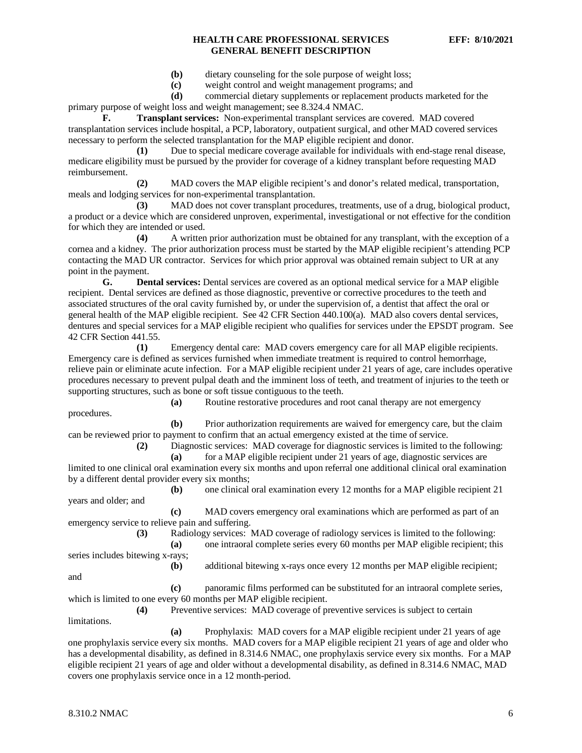**(b)** dietary counseling for the sole purpose of weight loss;

**(c)** weight control and weight management programs; and

**(d)** commercial dietary supplements or replacement products marketed for the primary purpose of weight loss and weight management; see 8.324.4 NMAC.

**F. Transplant services:** Non-experimental transplant services are covered. MAD covered transplantation services include hospital, a PCP, laboratory, outpatient surgical, and other MAD covered services necessary to perform the selected transplantation for the MAP eligible recipient and donor.

**(1)** Due to special medicare coverage available for individuals with end-stage renal disease, medicare eligibility must be pursued by the provider for coverage of a kidney transplant before requesting MAD reimbursement.

**(2)** MAD covers the MAP eligible recipient's and donor's related medical, transportation, meals and lodging services for non-experimental transplantation.

**(3)** MAD does not cover transplant procedures, treatments, use of a drug, biological product, a product or a device which are considered unproven, experimental, investigational or not effective for the condition for which they are intended or used.

**(4)** A written prior authorization must be obtained for any transplant, with the exception of a cornea and a kidney. The prior authorization process must be started by the MAP eligible recipient's attending PCP contacting the MAD UR contractor. Services for which prior approval was obtained remain subject to UR at any point in the payment.

**G. Dental services:** Dental services are covered as an optional medical service for a MAP eligible recipient. Dental services are defined as those diagnostic, preventive or corrective procedures to the teeth and associated structures of the oral cavity furnished by, or under the supervision of, a dentist that affect the oral or general health of the MAP eligible recipient. See 42 CFR Section 440.100(a). MAD also covers dental services, dentures and special services for a MAP eligible recipient who qualifies for services under the EPSDT program. See 42 CFR Section 441.55.

**(1)** Emergency dental care: MAD covers emergency care for all MAP eligible recipients. Emergency care is defined as services furnished when immediate treatment is required to control hemorrhage, relieve pain or eliminate acute infection. For a MAP eligible recipient under 21 years of age, care includes operative procedures necessary to prevent pulpal death and the imminent loss of teeth, and treatment of injuries to the teeth or supporting structures, such as bone or soft tissue contiguous to the teeth.

**(a)** Routine restorative procedures and root canal therapy are not emergency procedures.

**(b)** Prior authorization requirements are waived for emergency care, but the claim can be reviewed prior to payment to confirm that an actual emergency existed at the time of service.

**(2)** Diagnostic services: MAD coverage for diagnostic services is limited to the following:

**(a)** for a MAP eligible recipient under 21 years of age, diagnostic services are limited to one clinical oral examination every six months and upon referral one additional clinical oral examination by a different dental provider every six months;

**(b)** one clinical oral examination every 12 months for a MAP eligible recipient 21 years and older; and

**(c)** MAD covers emergency oral examinations which are performed as part of an emergency service to relieve pain and suffering.

**(3)** Radiology services: MAD coverage of radiology services is limited to the following:

**(a)** one intraoral complete series every 60 months per MAP eligible recipient; this series includes bitewing x-rays;

**(b)** additional bitewing x-rays once every 12 months per MAP eligible recipient; and

**(c)** panoramic films performed can be substituted for an intraoral complete series, which is limited to one every 60 months per MAP eligible recipient.

**(4)** Preventive services: MAD coverage of preventive services is subject to certain limitations.

**(a)** Prophylaxis: MAD covers for a MAP eligible recipient under 21 years of age one prophylaxis service every six months. MAD covers for a MAP eligible recipient 21 years of age and older who has a developmental disability, as defined in 8.314.6 NMAC, one prophylaxis service every six months. For a MAP eligible recipient 21 years of age and older without a developmental disability, as defined in 8.314.6 NMAC, MAD covers one prophylaxis service once in a 12 month-period.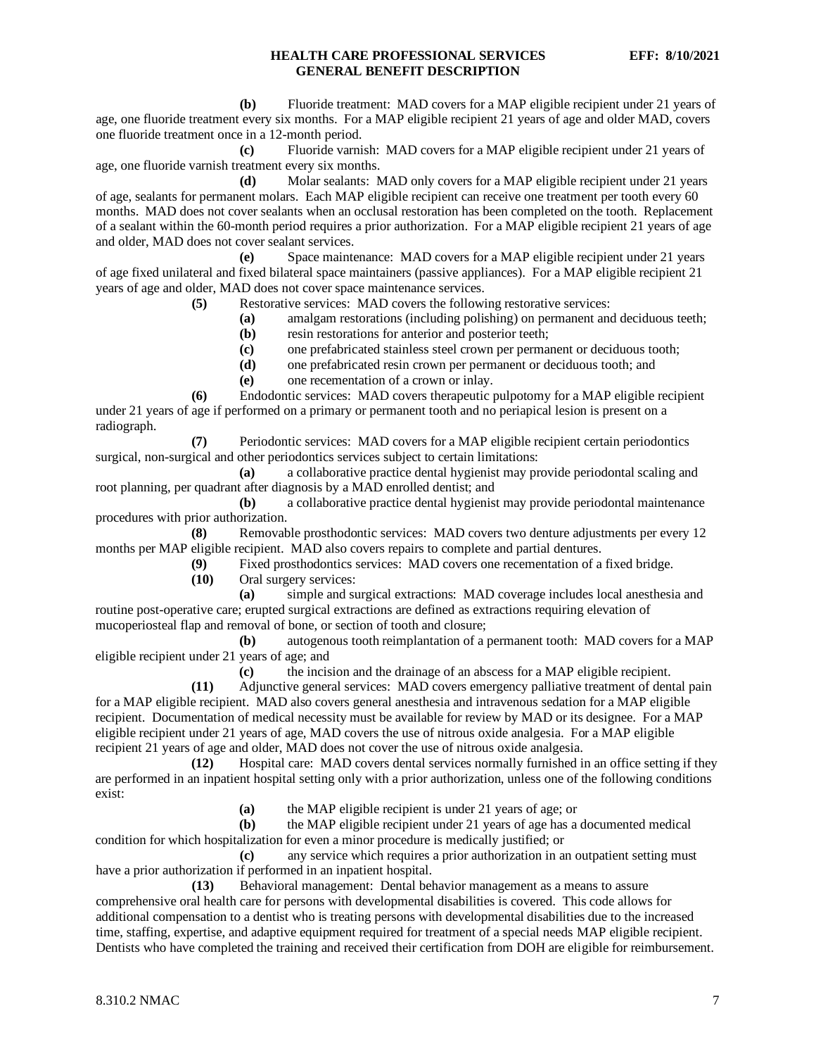**(b)** Fluoride treatment: MAD covers for a MAP eligible recipient under 21 years of age, one fluoride treatment every six months. For a MAP eligible recipient 21 years of age and older MAD, covers one fluoride treatment once in a 12-month period.

**(c)** Fluoride varnish: MAD covers for a MAP eligible recipient under 21 years of age, one fluoride varnish treatment every six months.

**(d)** Molar sealants: MAD only covers for a MAP eligible recipient under 21 years of age, sealants for permanent molars. Each MAP eligible recipient can receive one treatment per tooth every 60 months. MAD does not cover sealants when an occlusal restoration has been completed on the tooth. Replacement of a sealant within the 60-month period requires a prior authorization. For a MAP eligible recipient 21 years of age and older, MAD does not cover sealant services.

**(e)** Space maintenance: MAD covers for a MAP eligible recipient under 21 years of age fixed unilateral and fixed bilateral space maintainers (passive appliances). For a MAP eligible recipient 21 years of age and older, MAD does not cover space maintenance services.

**(5)** Restorative services: MAD covers the following restorative services:

**(a)** amalgam restorations (including polishing) on permanent and deciduous teeth;

**(b)** resin restorations for anterior and posterior teeth;

**(c)** one prefabricated stainless steel crown per permanent or deciduous tooth;

**(d)** one prefabricated resin crown per permanent or deciduous tooth; and

**(e)** one recementation of a crown or inlay.

**(6)** Endodontic services: MAD covers therapeutic pulpotomy for a MAP eligible recipient under 21 years of age if performed on a primary or permanent tooth and no periapical lesion is present on a radiograph.

**(7)** Periodontic services: MAD covers for a MAP eligible recipient certain periodontics surgical, non-surgical and other periodontics services subject to certain limitations:

**(a)** a collaborative practice dental hygienist may provide periodontal scaling and root planning, per quadrant after diagnosis by a MAD enrolled dentist; and

**(b)** a collaborative practice dental hygienist may provide periodontal maintenance procedures with prior authorization.

**(8)** Removable prosthodontic services: MAD covers two denture adjustments per every 12 months per MAP eligible recipient. MAD also covers repairs to complete and partial dentures.

**(9)** Fixed prosthodontics services: MAD covers one recementation of a fixed bridge.

**(10)** Oral surgery services:

**(a)** simple and surgical extractions: MAD coverage includes local anesthesia and routine post-operative care; erupted surgical extractions are defined as extractions requiring elevation of mucoperiosteal flap and removal of bone, or section of tooth and closure;

**(b)** autogenous tooth reimplantation of a permanent tooth: MAD covers for a MAP eligible recipient under 21 years of age; and

**(c)** the incision and the drainage of an abscess for a MAP eligible recipient.

**(11)** Adjunctive general services: MAD covers emergency palliative treatment of dental pain for a MAP eligible recipient. MAD also covers general anesthesia and intravenous sedation for a MAP eligible recipient. Documentation of medical necessity must be available for review by MAD or its designee. For a MAP eligible recipient under 21 years of age, MAD covers the use of nitrous oxide analgesia. For a MAP eligible recipient 21 years of age and older, MAD does not cover the use of nitrous oxide analgesia.

**(12)** Hospital care: MAD covers dental services normally furnished in an office setting if they are performed in an inpatient hospital setting only with a prior authorization, unless one of the following conditions exist:

**(a)** the MAP eligible recipient is under 21 years of age; or

**(b)** the MAP eligible recipient under 21 years of age has a documented medical condition for which hospitalization for even a minor procedure is medically justified; or

**(c)** any service which requires a prior authorization in an outpatient setting must have a prior authorization if performed in an inpatient hospital.

**(13)** Behavioral management: Dental behavior management as a means to assure comprehensive oral health care for persons with developmental disabilities is covered. This code allows for additional compensation to a dentist who is treating persons with developmental disabilities due to the increased time, staffing, expertise, and adaptive equipment required for treatment of a special needs MAP eligible recipient. Dentists who have completed the training and received their certification from DOH are eligible for reimbursement.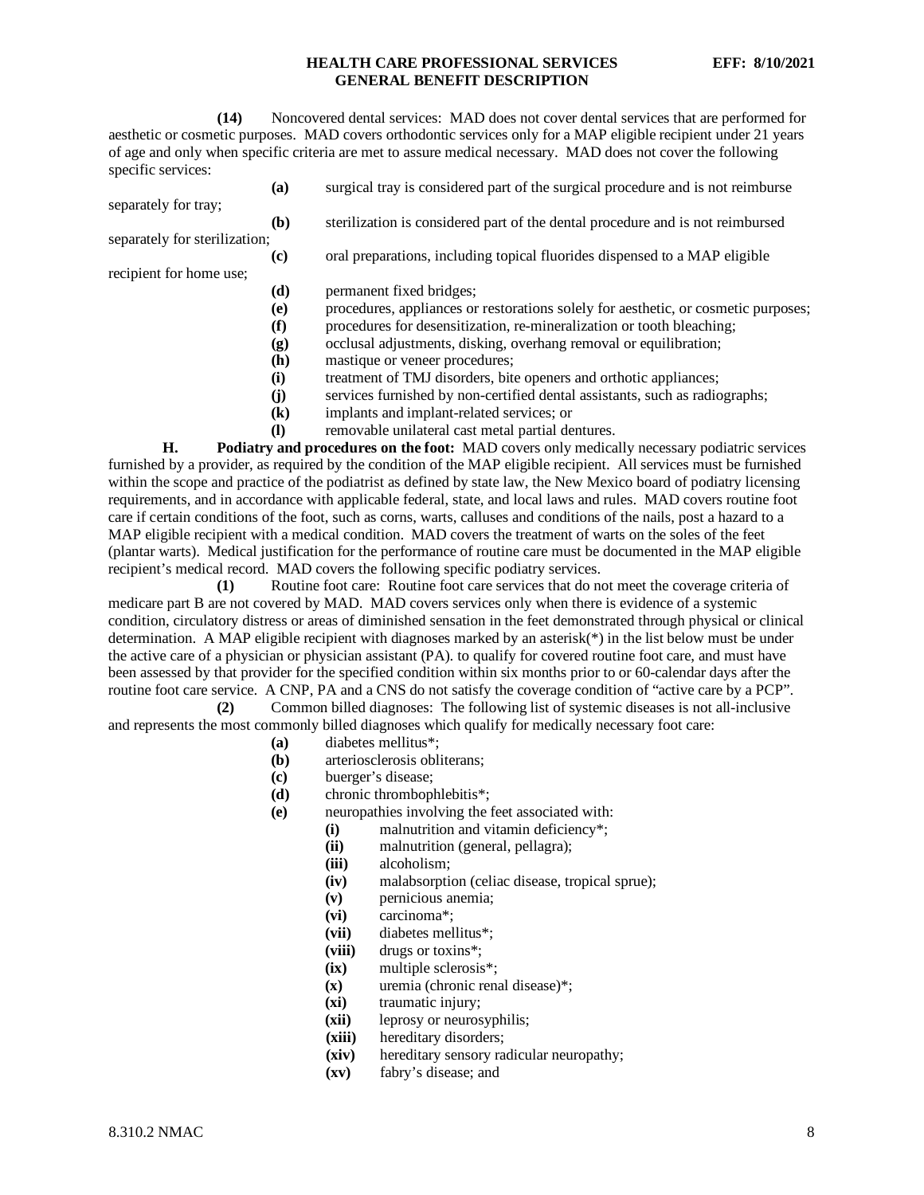**(14)** Noncovered dental services: MAD does not cover dental services that are performed for aesthetic or cosmetic purposes. MAD covers orthodontic services only for a MAP eligible recipient under 21 years of age and only when specific criteria are met to assure medical necessary. MAD does not cover the following specific services:

**(a)** surgical tray is considered part of the surgical procedure and is not reimburse separately for tray;

**(b)** sterilization is considered part of the dental procedure and is not reimbursed separately for sterilization;

**(c)** oral preparations, including topical fluorides dispensed to a MAP eligible recipient for home use;

**(d)** permanent fixed bridges;

**(e)** procedures, appliances or restorations solely for aesthetic, or cosmetic purposes;

**(f)** procedures for desensitization, re-mineralization or tooth bleaching;

**(g)** occlusal adjustments, disking, overhang removal or equilibration;

**(h)** mastique or veneer procedures;

**(i)** treatment of TMJ disorders, bite openers and orthotic appliances;

**(j)** services furnished by non-certified dental assistants, such as radiographs;

**(k)** implants and implant-related services; or

**(l)** removable unilateral cast metal partial dentures.

**H. Podiatry and procedures on the foot:** MAD covers only medically necessary podiatric services furnished by a provider, as required by the condition of the MAP eligible recipient. All services must be furnished within the scope and practice of the podiatrist as defined by state law, the New Mexico board of podiatry licensing requirements, and in accordance with applicable federal, state, and local laws and rules. MAD covers routine foot care if certain conditions of the foot, such as corns, warts, calluses and conditions of the nails, post a hazard to a MAP eligible recipient with a medical condition. MAD covers the treatment of warts on the soles of the feet (plantar warts). Medical justification for the performance of routine care must be documented in the MAP eligible recipient's medical record. MAD covers the following specific podiatry services.

**(1)** Routine foot care: Routine foot care services that do not meet the coverage criteria of medicare part B are not covered by MAD. MAD covers services only when there is evidence of a systemic condition, circulatory distress or areas of diminished sensation in the feet demonstrated through physical or clinical determination. A MAP eligible recipient with diagnoses marked by an asterisk(*) in the list below must be under the active care of a physician or physician assistant (PA). to qualify for covered routine foot care, and must have been assessed by that provider for the specified condition within six months prior to or 60-calendar days after the routine foot care service. A CNP, PA and a CNS do not satisfy the coverage condition of "active care by a PCP".

**(2)** Common billed diagnoses: The following list of systemic diseases is not all-inclusive and represents the most commonly billed diagnoses which qualify for medically necessary foot care:

**(a)** diabetes mellitus*;

**(b)** arteriosclerosis obliterans;

**(c)** buerger's disease;

**(d)** chronic thrombophlebitis*;

**(e)** neuropathies involving the feet associated with:

**(i)** malnutrition and vitamin deficiency*;

**(ii)** malnutrition (general, pellagra);

**(iii)** alcoholism;

**(iv)** malabsorption (celiac disease, tropical sprue);

**(v)** pernicious anemia;

**(vi)** carcinoma*;

**(vii)** diabetes mellitus*;

**(viii)** drugs or toxins*;

**(ix)** multiple sclerosis*;

**(x)** uremia (chronic renal disease)*;

**(xi)** traumatic injury;

**(xii)** leprosy or neurosyphilis;

**(xiii)** hereditary disorders;

**(xiv)** hereditary sensory radicular neuropathy;

**(xv)** fabry's disease; and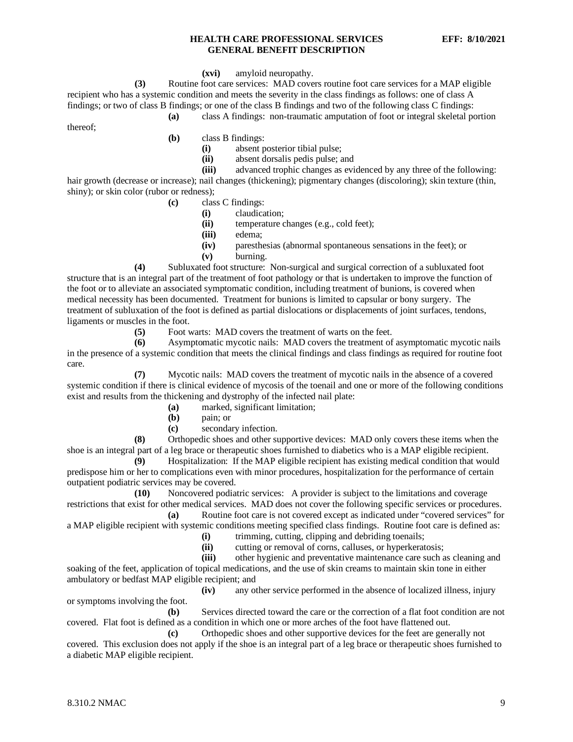**(xvi)** amyloid neuropathy.

**(3)** Routine foot care services: MAD covers routine foot care services for a MAP eligible recipient who has a systemic condition and meets the severity in the class findings as follows: one of class A findings; or two of class B findings; or one of the class B findings and two of the following class C findings:

**(a)** class A findings: non-traumatic amputation of foot or integral skeletal portion thereof;

**(b)** class B findings:

**(i)** absent posterior tibial pulse;

**(ii)** absent dorsalis pedis pulse; and

**(iii)** advanced trophic changes as evidenced by any three of the following: hair growth (decrease or increase); nail changes (thickening); pigmentary changes (discoloring); skin texture (thin, shiny); or skin color (rubor or redness);

**(c)** class C findings:

**(i)** claudication;

**(ii)** temperature changes (e.g., cold feet);

**(iii)** edema;

**(iv)** paresthesias (abnormal spontaneous sensations in the feet); or

**(v)** burning.

**(4)** Subluxated foot structure: Non-surgical and surgical correction of a subluxated foot structure that is an integral part of the treatment of foot pathology or that is undertaken to improve the function of the foot or to alleviate an associated symptomatic condition, including treatment of bunions, is covered when medical necessity has been documented. Treatment for bunions is limited to capsular or bony surgery. The treatment of subluxation of the foot is defined as partial dislocations or displacements of joint surfaces, tendons, ligaments or muscles in the foot.

**(5)** Foot warts: MAD covers the treatment of warts on the feet.

**(6)** Asymptomatic mycotic nails: MAD covers the treatment of asymptomatic mycotic nails in the presence of a systemic condition that meets the clinical findings and class findings as required for routine foot care.

**(7)** Mycotic nails: MAD covers the treatment of mycotic nails in the absence of a covered systemic condition if there is clinical evidence of mycosis of the toenail and one or more of the following conditions exist and results from the thickening and dystrophy of the infected nail plate:

**(a)** marked, significant limitation;

**(b)** pain; or

**(c)** secondary infection.

**(8)** Orthopedic shoes and other supportive devices: MAD only covers these items when the shoe is an integral part of a leg brace or therapeutic shoes furnished to diabetics who is a MAP eligible recipient.

**(9)** Hospitalization: If the MAP eligible recipient has existing medical condition that would predispose him or her to complications even with minor procedures, hospitalization for the performance of certain outpatient podiatric services may be covered.

**(10)** Noncovered podiatric services: A provider is subject to the limitations and coverage restrictions that exist for other medical services. MAD does not cover the following specific services or procedures.

**(a)** Routine foot care is not covered except as indicated under "covered services" for a MAP eligible recipient with systemic conditions meeting specified class findings. Routine foot care is defined as:

**(i)** trimming, cutting, clipping and debriding toenails;

**(ii)** cutting or removal of corns, calluses, or hyperkeratosis;

**(iii)** other hygienic and preventative maintenance care such as cleaning and soaking of the feet, application of topical medications, and the use of skin creams to maintain skin tone in either ambulatory or bedfast MAP eligible recipient; and

**(iv)** any other service performed in the absence of localized illness, injury or symptoms involving the foot.

**(b)** Services directed toward the care or the correction of a flat foot condition are not covered. Flat foot is defined as a condition in which one or more arches of the foot have flattened out.

**(c)** Orthopedic shoes and other supportive devices for the feet are generally not covered. This exclusion does not apply if the shoe is an integral part of a leg brace or therapeutic shoes furnished to a diabetic MAP eligible recipient.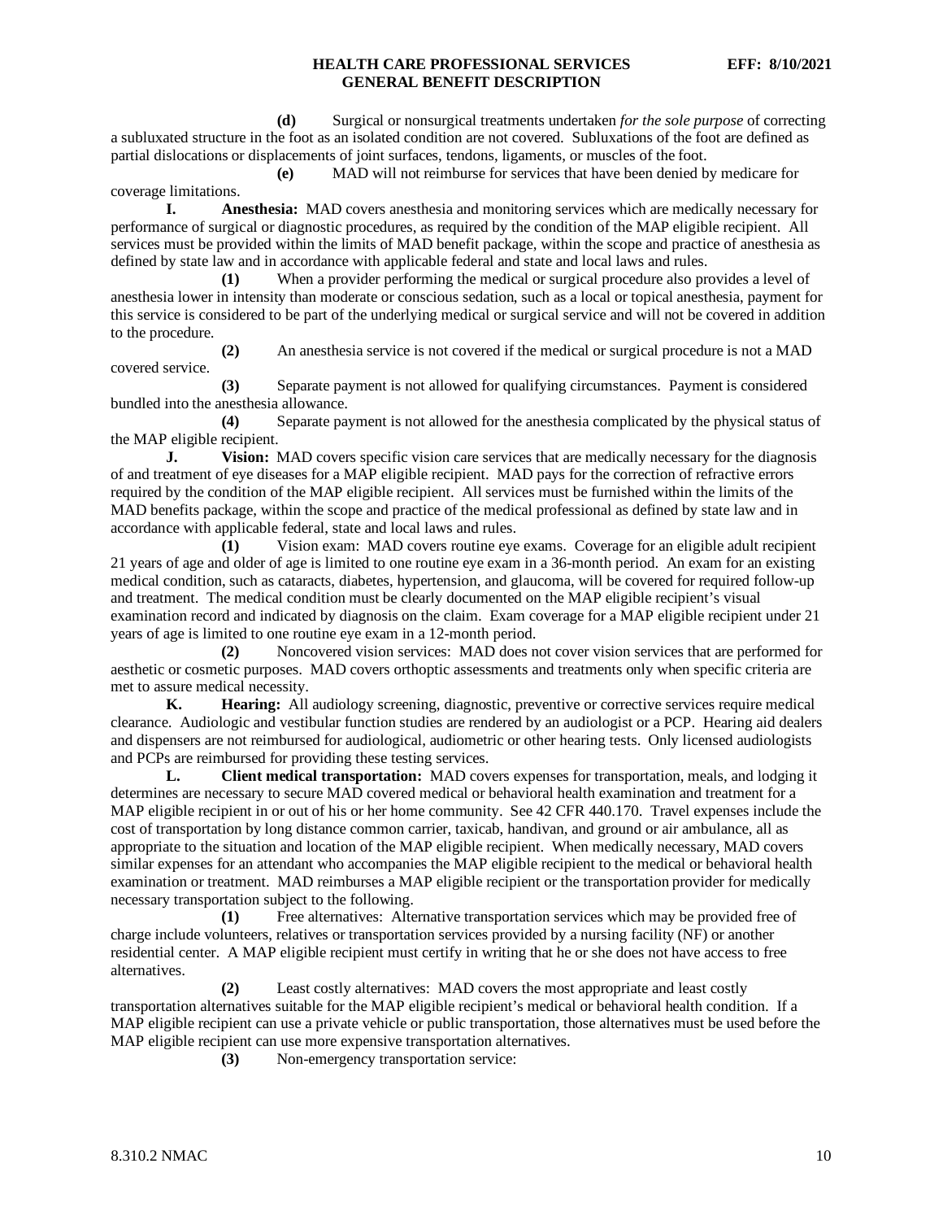**(d)** Surgical or nonsurgical treatments undertaken *for the sole purpose* of correcting a subluxated structure in the foot as an isolated condition are not covered. Subluxations of the foot are defined as partial dislocations or displacements of joint surfaces, tendons, ligaments, or muscles of the foot.

**(e)** MAD will not reimburse for services that have been denied by medicare for coverage limitations.

**I. Anesthesia:** MAD covers anesthesia and monitoring services which are medically necessary for performance of surgical or diagnostic procedures, as required by the condition of the MAP eligible recipient. All services must be provided within the limits of MAD benefit package, within the scope and practice of anesthesia as defined by state law and in accordance with applicable federal and state and local laws and rules.

**(1)** When a provider performing the medical or surgical procedure also provides a level of anesthesia lower in intensity than moderate or conscious sedation, such as a local or topical anesthesia, payment for this service is considered to be part of the underlying medical or surgical service and will not be covered in addition to the procedure.

**(2)** An anesthesia service is not covered if the medical or surgical procedure is not a MAD covered service.

**(3)** Separate payment is not allowed for qualifying circumstances. Payment is considered bundled into the anesthesia allowance.

**(4)** Separate payment is not allowed for the anesthesia complicated by the physical status of the MAP eligible recipient.

**J. Vision:** MAD covers specific vision care services that are medically necessary for the diagnosis of and treatment of eye diseases for a MAP eligible recipient. MAD pays for the correction of refractive errors required by the condition of the MAP eligible recipient. All services must be furnished within the limits of the MAD benefits package, within the scope and practice of the medical professional as defined by state law and in accordance with applicable federal, state and local laws and rules.

**(1)** Vision exam: MAD covers routine eye exams. Coverage for an eligible adult recipient 21 years of age and older of age is limited to one routine eye exam in a 36-month period. An exam for an existing medical condition, such as cataracts, diabetes, hypertension, and glaucoma, will be covered for required follow-up and treatment. The medical condition must be clearly documented on the MAP eligible recipient's visual examination record and indicated by diagnosis on the claim. Exam coverage for a MAP eligible recipient under 21 years of age is limited to one routine eye exam in a 12-month period.

**(2)** Noncovered vision services: MAD does not cover vision services that are performed for aesthetic or cosmetic purposes. MAD covers orthoptic assessments and treatments only when specific criteria are met to assure medical necessity.

**K. Hearing:** All audiology screening, diagnostic, preventive or corrective services require medical clearance. Audiologic and vestibular function studies are rendered by an audiologist or a PCP. Hearing aid dealers and dispensers are not reimbursed for audiological, audiometric or other hearing tests. Only licensed audiologists and PCPs are reimbursed for providing these testing services.

**L. Client medical transportation:** MAD covers expenses for transportation, meals, and lodging it determines are necessary to secure MAD covered medical or behavioral health examination and treatment for a MAP eligible recipient in or out of his or her home community. See 42 CFR 440.170. Travel expenses include the cost of transportation by long distance common carrier, taxicab, handivan, and ground or air ambulance, all as appropriate to the situation and location of the MAP eligible recipient. When medically necessary, MAD covers similar expenses for an attendant who accompanies the MAP eligible recipient to the medical or behavioral health examination or treatment. MAD reimburses a MAP eligible recipient or the transportation provider for medically necessary transportation subject to the following.

**(1)** Free alternatives: Alternative transportation services which may be provided free of charge include volunteers, relatives or transportation services provided by a nursing facility (NF) or another residential center. A MAP eligible recipient must certify in writing that he or she does not have access to free alternatives.

**(2)** Least costly alternatives: MAD covers the most appropriate and least costly transportation alternatives suitable for the MAP eligible recipient's medical or behavioral health condition. If a MAP eligible recipient can use a private vehicle or public transportation, those alternatives must be used before the MAP eligible recipient can use more expensive transportation alternatives.

**(3)** Non-emergency transportation service: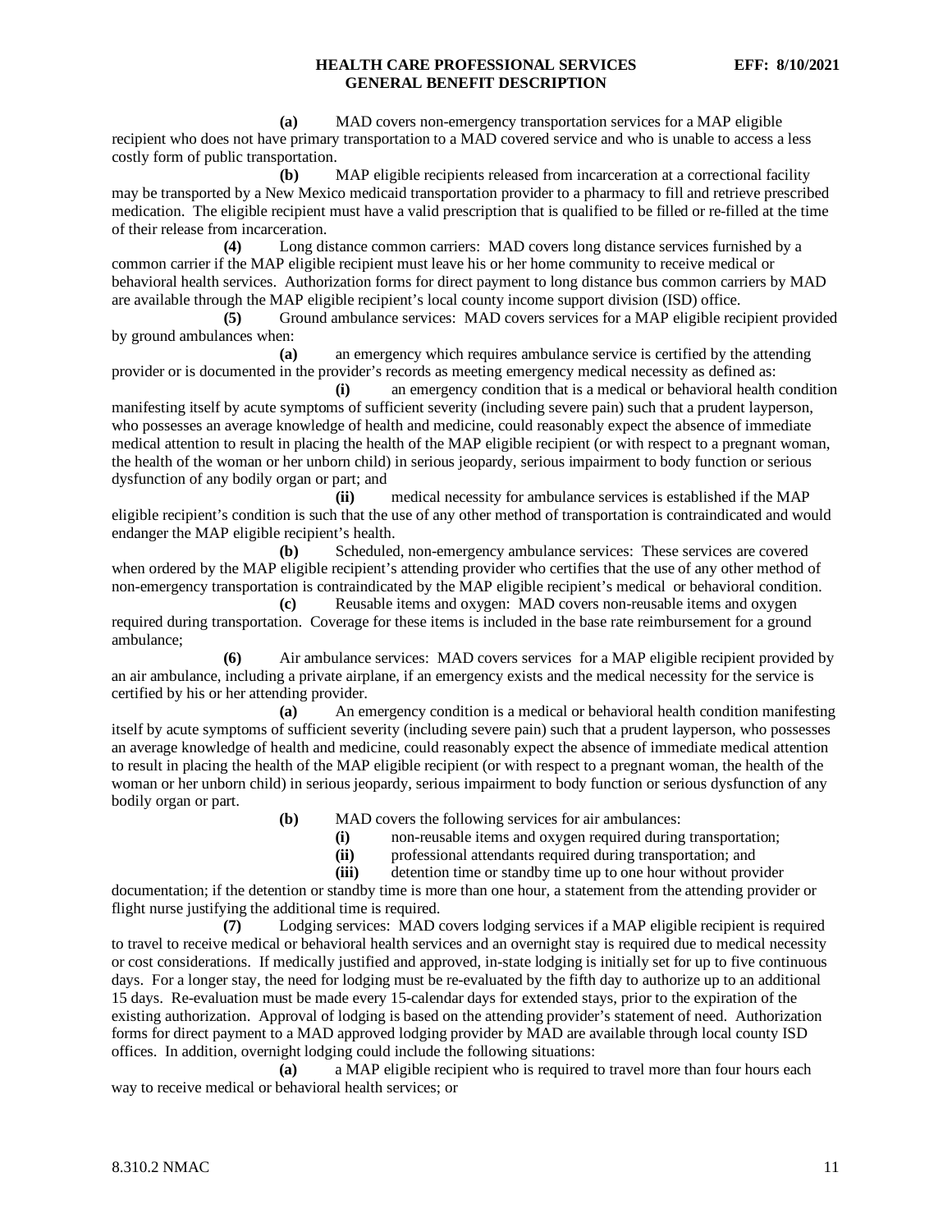**(a)** MAD covers non-emergency transportation services for a MAP eligible recipient who does not have primary transportation to a MAD covered service and who is unable to access a less costly form of public transportation.

**(b)** MAP eligible recipients released from incarceration at a correctional facility may be transported by a New Mexico medicaid transportation provider to a pharmacy to fill and retrieve prescribed medication. The eligible recipient must have a valid prescription that is qualified to be filled or re-filled at the time of their release from incarceration.

**(4)** Long distance common carriers: MAD covers long distance services furnished by a common carrier if the MAP eligible recipient must leave his or her home community to receive medical or behavioral health services. Authorization forms for direct payment to long distance bus common carriers by MAD are available through the MAP eligible recipient's local county income support division (ISD) office.

**(5)** Ground ambulance services: MAD covers services for a MAP eligible recipient provided by ground ambulances when:

**(a)** an emergency which requires ambulance service is certified by the attending provider or is documented in the provider's records as meeting emergency medical necessity as defined as:

**(i)** an emergency condition that is a medical or behavioral health condition manifesting itself by acute symptoms of sufficient severity (including severe pain) such that a prudent layperson, who possesses an average knowledge of health and medicine, could reasonably expect the absence of immediate medical attention to result in placing the health of the MAP eligible recipient (or with respect to a pregnant woman, the health of the woman or her unborn child) in serious jeopardy, serious impairment to body function or serious dysfunction of any bodily organ or part; and

**(ii)** medical necessity for ambulance services is established if the MAP eligible recipient's condition is such that the use of any other method of transportation is contraindicated and would endanger the MAP eligible recipient's health.

**(b)** Scheduled, non-emergency ambulance services: These services are covered when ordered by the MAP eligible recipient's attending provider who certifies that the use of any other method of non-emergency transportation is contraindicated by the MAP eligible recipient's medical or behavioral condition.

**(c)** Reusable items and oxygen: MAD covers non-reusable items and oxygen required during transportation. Coverage for these items is included in the base rate reimbursement for a ground ambulance;

**(6)** Air ambulance services: MAD covers services for a MAP eligible recipient provided by an air ambulance, including a private airplane, if an emergency exists and the medical necessity for the service is certified by his or her attending provider.

**(a)** An emergency condition is a medical or behavioral health condition manifesting itself by acute symptoms of sufficient severity (including severe pain) such that a prudent layperson, who possesses an average knowledge of health and medicine, could reasonably expect the absence of immediate medical attention to result in placing the health of the MAP eligible recipient (or with respect to a pregnant woman, the health of the woman or her unborn child) in serious jeopardy, serious impairment to body function or serious dysfunction of any bodily organ or part.

**(b)** MAD covers the following services for air ambulances:

**(i)** non-reusable items and oxygen required during transportation;

**(ii)** professional attendants required during transportation; and

**(iii)** detention time or standby time up to one hour without provider documentation; if the detention or standby time is more than one hour, a statement from the attending provider or flight nurse justifying the additional time is required.

**(7)** Lodging services: MAD covers lodging services if a MAP eligible recipient is required to travel to receive medical or behavioral health services and an overnight stay is required due to medical necessity or cost considerations. If medically justified and approved, in-state lodging is initially set for up to five continuous days. For a longer stay, the need for lodging must be re-evaluated by the fifth day to authorize up to an additional 15 days. Re-evaluation must be made every 15-calendar days for extended stays, prior to the expiration of the existing authorization. Approval of lodging is based on the attending provider's statement of need. Authorization forms for direct payment to a MAD approved lodging provider by MAD are available through local county ISD offices. In addition, overnight lodging could include the following situations:

**(a)** a MAP eligible recipient who is required to travel more than four hours each way to receive medical or behavioral health services; or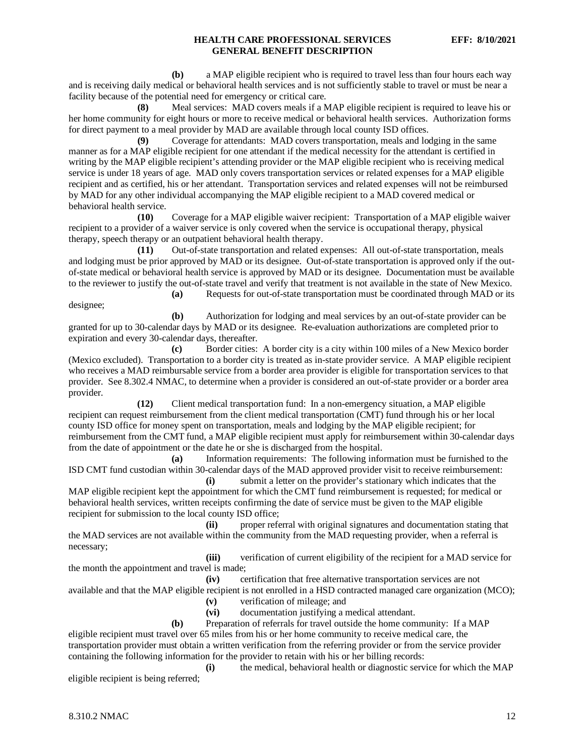**(b)** a MAP eligible recipient who is required to travel less than four hours each way and is receiving daily medical or behavioral health services and is not sufficiently stable to travel or must be near a facility because of the potential need for emergency or critical care.

**(8)** Meal services: MAD covers meals if a MAP eligible recipient is required to leave his or her home community for eight hours or more to receive medical or behavioral health services. Authorization forms for direct payment to a meal provider by MAD are available through local county ISD offices.

**(9)** Coverage for attendants: MAD covers transportation, meals and lodging in the same manner as for a MAP eligible recipient for one attendant if the medical necessity for the attendant is certified in writing by the MAP eligible recipient's attending provider or the MAP eligible recipient who is receiving medical service is under 18 years of age. MAD only covers transportation services or related expenses for a MAP eligible recipient and as certified, his or her attendant. Transportation services and related expenses will not be reimbursed by MAD for any other individual accompanying the MAP eligible recipient to a MAD covered medical or behavioral health service.

**(10)** Coverage for a MAP eligible waiver recipient: Transportation of a MAP eligible waiver recipient to a provider of a waiver service is only covered when the service is occupational therapy, physical therapy, speech therapy or an outpatient behavioral health therapy.

**(11)** Out-of-state transportation and related expenses: All out-of-state transportation, meals and lodging must be prior approved by MAD or its designee. Out-of-state transportation is approved only if the out-of-state medical or behavioral health service is approved by MAD or its designee. Documentation must be available to the reviewer to justify the out-of-state travel and verify that treatment is not available in the state of New Mexico.

**(a)** Requests for out-of-state transportation must be coordinated through MAD or its designee;

**(b)** Authorization for lodging and meal services by an out-of-state provider can be granted for up to 30-calendar days by MAD or its designee. Re-evaluation authorizations are completed prior to expiration and every 30-calendar days, thereafter.

**(c)** Border cities: A border city is a city within 100 miles of a New Mexico border (Mexico excluded). Transportation to a border city is treated as in-state provider service. A MAP eligible recipient who receives a MAD reimbursable service from a border area provider is eligible for transportation services to that provider. See 8.302.4 NMAC, to determine when a provider is considered an out-of-state provider or a border area provider.

**(12)** Client medical transportation fund: In a non-emergency situation, a MAP eligible recipient can request reimbursement from the client medical transportation (CMT) fund through his or her local county ISD office for money spent on transportation, meals and lodging by the MAP eligible recipient; for reimbursement from the CMT fund, a MAP eligible recipient must apply for reimbursement within 30-calendar days from the date of appointment or the date he or she is discharged from the hospital.

**(a)** Information requirements: The following information must be furnished to the ISD CMT fund custodian within 30-calendar days of the MAD approved provider visit to receive reimbursement:

**(i)** submit a letter on the provider's stationary which indicates that the MAP eligible recipient kept the appointment for which the CMT fund reimbursement is requested; for medical or behavioral health services, written receipts confirming the date of service must be given to the MAP eligible recipient for submission to the local county ISD office;

**(ii)** proper referral with original signatures and documentation stating that the MAD services are not available within the community from the MAD requesting provider, when a referral is necessary;

**(iii)** verification of current eligibility of the recipient for a MAD service for the month the appointment and travel is made;

**(iv)** certification that free alternative transportation services are not available and that the MAP eligible recipient is not enrolled in a HSD contracted managed care organization (MCO);

**(v)** verification of mileage; and

**(vi)** documentation justifying a medical attendant.

**(b)** Preparation of referrals for travel outside the home community: If a MAP eligible recipient must travel over 65 miles from his or her home community to receive medical care, the transportation provider must obtain a written verification from the referring provider or from the service provider containing the following information for the provider to retain with his or her billing records:

**(i)** the medical, behavioral health or diagnostic service for which the MAP eligible recipient is being referred;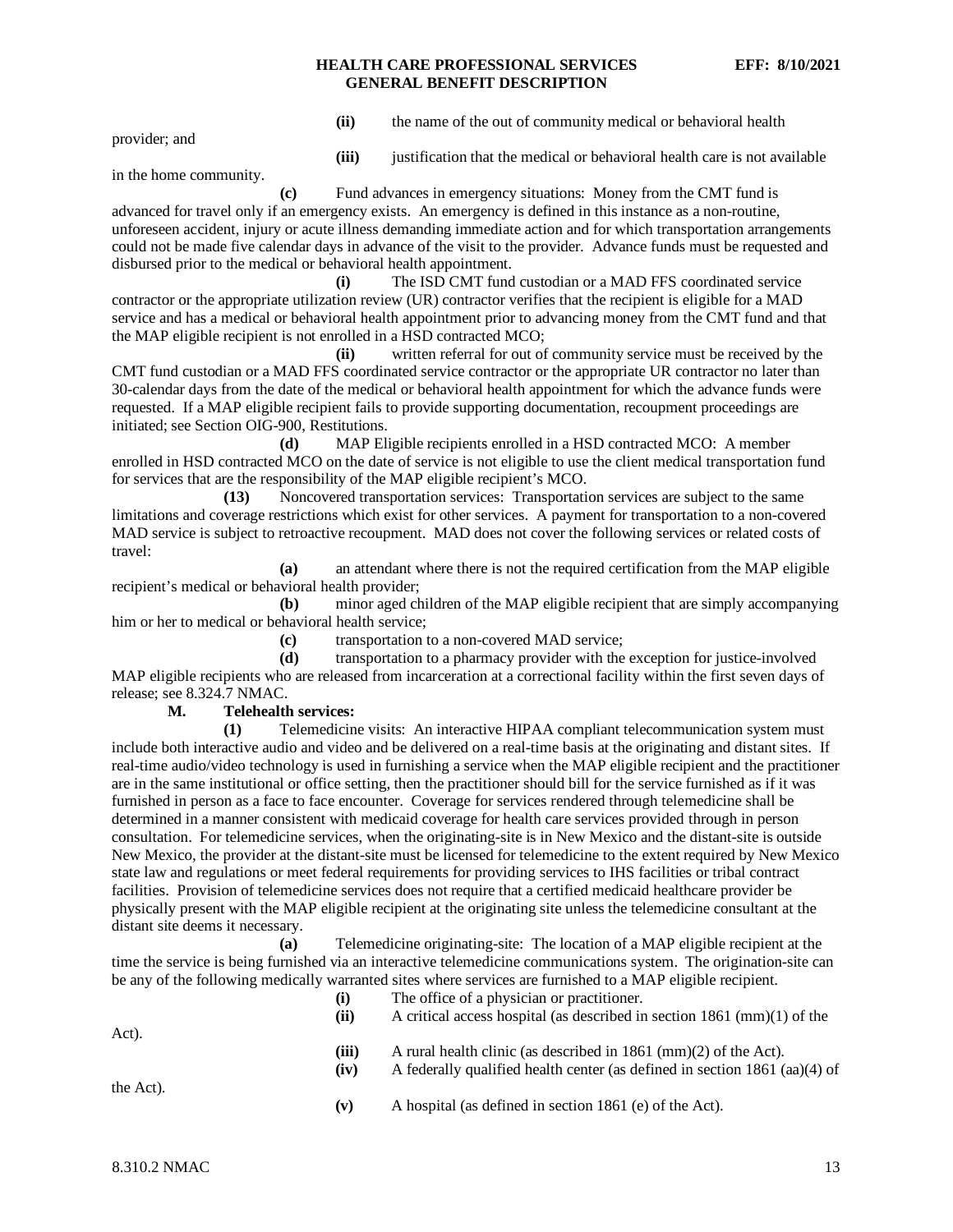**(ii)** the name of the out of community medical or behavioral health provider; and

**(iii)** justification that the medical or behavioral health care is not available in the home community.

**(c)** Fund advances in emergency situations: Money from the CMT fund is advanced for travel only if an emergency exists. An emergency is defined in this instance as a non-routine, unforeseen accident, injury or acute illness demanding immediate action and for which transportation arrangements could not be made five calendar days in advance of the visit to the provider. Advance funds must be requested and disbursed prior to the medical or behavioral health appointment.

**(i)** The ISD CMT fund custodian or a MAD FFS coordinated service contractor or the appropriate utilization review (UR) contractor verifies that the recipient is eligible for a MAD service and has a medical or behavioral health appointment prior to advancing money from the CMT fund and that the MAP eligible recipient is not enrolled in a HSD contracted MCO;

**(ii)** written referral for out of community service must be received by the CMT fund custodian or a MAD FFS coordinated service contractor or the appropriate UR contractor no later than 30-calendar days from the date of the medical or behavioral health appointment for which the advance funds were requested. If a MAP eligible recipient fails to provide supporting documentation, recoupment proceedings are initiated; see Section OIG-900, Restitutions.

**(d)** MAP Eligible recipients enrolled in a HSD contracted MCO: A member enrolled in HSD contracted MCO on the date of service is not eligible to use the client medical transportation fund for services that are the responsibility of the MAP eligible recipient's MCO.

**(13)** Noncovered transportation services: Transportation services are subject to the same limitations and coverage restrictions which exist for other services. A payment for transportation to a non-covered MAD service is subject to retroactive recoupment. MAD does not cover the following services or related costs of travel:

**(a)** an attendant where there is not the required certification from the MAP eligible recipient's medical or behavioral health provider;

**(b)** minor aged children of the MAP eligible recipient that are simply accompanying him or her to medical or behavioral health service;

**(c)** transportation to a non-covered MAD service;

**(d)** transportation to a pharmacy provider with the exception for justice-involved MAP eligible recipients who are released from incarceration at a correctional facility within the first seven days of release; see 8.324.7 NMAC.

**M. Telehealth services:**

**(1)** Telemedicine visits: An interactive HIPAA compliant telecommunication system must include both interactive audio and video and be delivered on a real-time basis at the originating and distant sites. If real-time audio/video technology is used in furnishing a service when the MAP eligible recipient and the practitioner are in the same institutional or office setting, then the practitioner should bill for the service furnished as if it was furnished in person as a face to face encounter. Coverage for services rendered through telemedicine shall be determined in a manner consistent with medicaid coverage for health care services provided through in person consultation. For telemedicine services, when the originating-site is in New Mexico and the distant-site is outside New Mexico, the provider at the distant-site must be licensed for telemedicine to the extent required by New Mexico state law and regulations or meet federal requirements for providing services to IHS facilities or tribal contract facilities. Provision of telemedicine services does not require that a certified medicaid healthcare provider be physically present with the MAP eligible recipient at the originating site unless the telemedicine consultant at the distant site deems it necessary.

**(a)** Telemedicine originating-site: The location of a MAP eligible recipient at the time the service is being furnished via an interactive telemedicine communications system. The origination-site can be any of the following medically warranted sites where services are furnished to a MAP eligible recipient.

**(i)** The office of a physician or practitioner.

**(ii)** A critical access hospital (as described in section 1861 (mm)(1) of the Act).

**(iii)** A rural health clinic (as described in 1861 (mm)(2) of the Act).

**(iv)** A federally qualified health center (as defined in section 1861 (aa)(4) of the Act).

**(v)** A hospital (as defined in section 1861 (e) of the Act).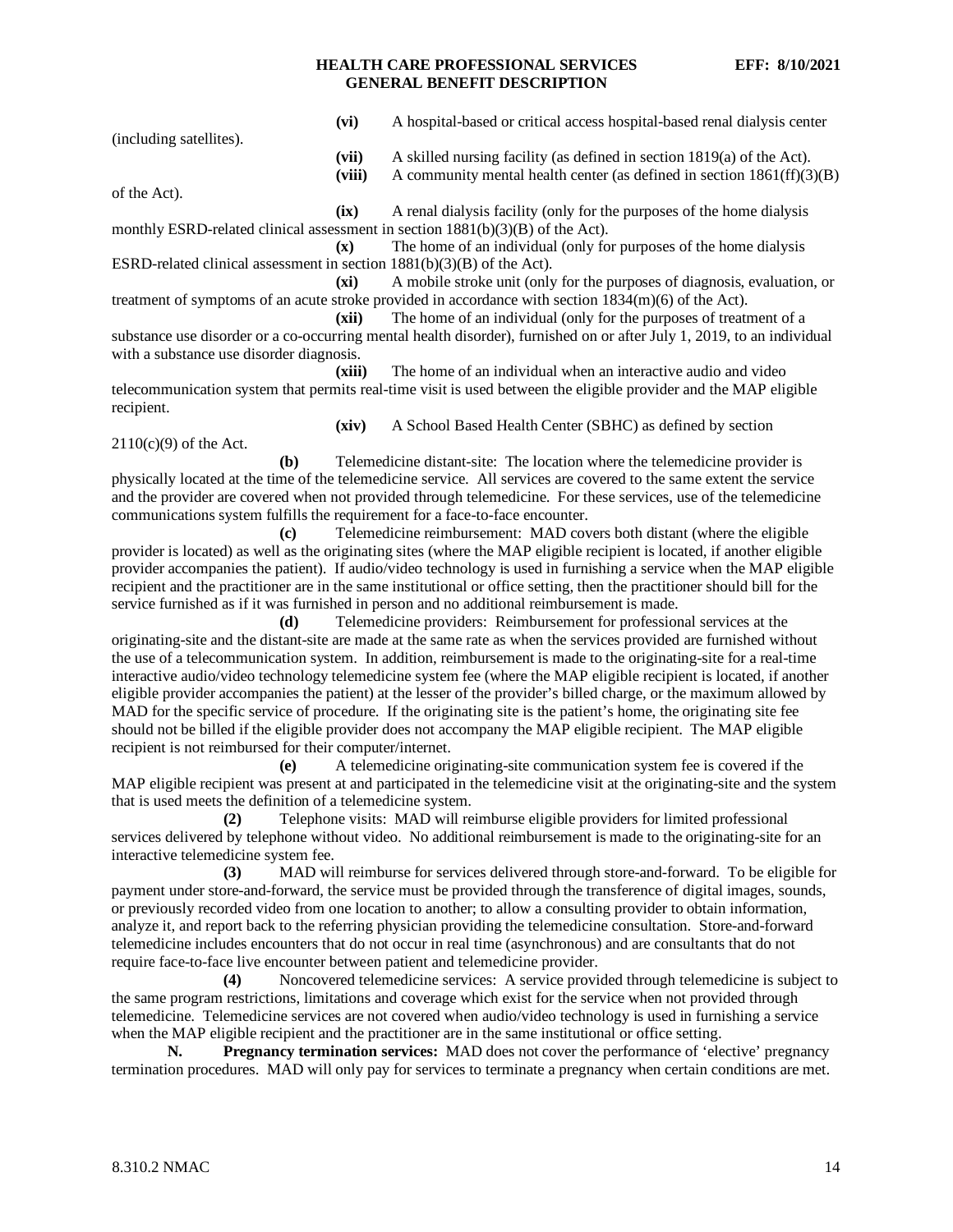**(vi)** A hospital-based or critical access hospital-based renal dialysis center (including satellites).

**(vii)** A skilled nursing facility (as defined in section 1819(a) of the Act).

**(viii)** A community mental health center (as defined in section 1861(ff)(3)(B) of the Act).

**(ix)** A renal dialysis facility (only for the purposes of the home dialysis monthly ESRD-related clinical assessment in section 1881(b)(3)(B) of the Act).

**(x)** The home of an individual (only for purposes of the home dialysis ESRD-related clinical assessment in section 1881(b)(3)(B) of the Act).

**(xi)** A mobile stroke unit (only for the purposes of diagnosis, evaluation, or treatment of symptoms of an acute stroke provided in accordance with section 1834(m)(6) of the Act).

**(xii)** The home of an individual (only for the purposes of treatment of a substance use disorder or a co-occurring mental health disorder), furnished on or after July 1, 2019, to an individual with a substance use disorder diagnosis.

**(xiii)** The home of an individual when an interactive audio and video telecommunication system that permits real-time visit is used between the eligible provider and the MAP eligible recipient.

**(xiv)** A School Based Health Center (SBHC) as defined by section 2110(c)(9) of the Act.

**(b)** Telemedicine distant-site: The location where the telemedicine provider is physically located at the time of the telemedicine service. All services are covered to the same extent the service and the provider are covered when not provided through telemedicine. For these services, use of the telemedicine communications system fulfills the requirement for a face-to-face encounter.

**(c)** Telemedicine reimbursement: MAD covers both distant (where the eligible provider is located) as well as the originating sites (where the MAP eligible recipient is located, if another eligible provider accompanies the patient). If audio/video technology is used in furnishing a service when the MAP eligible recipient and the practitioner are in the same institutional or office setting, then the practitioner should bill for the service furnished as if it was furnished in person and no additional reimbursement is made.

**(d)** Telemedicine providers: Reimbursement for professional services at the originating-site and the distant-site are made at the same rate as when the services provided are furnished without the use of a telecommunication system. In addition, reimbursement is made to the originating-site for a real-time interactive audio/video technology telemedicine system fee (where the MAP eligible recipient is located, if another eligible provider accompanies the patient) at the lesser of the provider's billed charge, or the maximum allowed by MAD for the specific service of procedure. If the originating site is the patient's home, the originating site fee should not be billed if the eligible provider does not accompany the MAP eligible recipient. The MAP eligible recipient is not reimbursed for their computer/internet.

**(e)** A telemedicine originating-site communication system fee is covered if the MAP eligible recipient was present at and participated in the telemedicine visit at the originating-site and the system that is used meets the definition of a telemedicine system.

**(2)** Telephone visits: MAD will reimburse eligible providers for limited professional services delivered by telephone without video. No additional reimbursement is made to the originating-site for an interactive telemedicine system fee.

**(3)** MAD will reimburse for services delivered through store-and-forward. To be eligible for payment under store-and-forward, the service must be provided through the transference of digital images, sounds, or previously recorded video from one location to another; to allow a consulting provider to obtain information, analyze it, and report back to the referring physician providing the telemedicine consultation. Store-and-forward telemedicine includes encounters that do not occur in real time (asynchronous) and are consultants that do not require face-to-face live encounter between patient and telemedicine provider.

**(4)** Noncovered telemedicine services: A service provided through telemedicine is subject to the same program restrictions, limitations and coverage which exist for the service when not provided through telemedicine. Telemedicine services are not covered when audio/video technology is used in furnishing a service when the MAP eligible recipient and the practitioner are in the same institutional or office setting.

**N. Pregnancy termination services:** MAD does not cover the performance of 'elective' pregnancy termination procedures. MAD will only pay for services to terminate a pregnancy when certain conditions are met.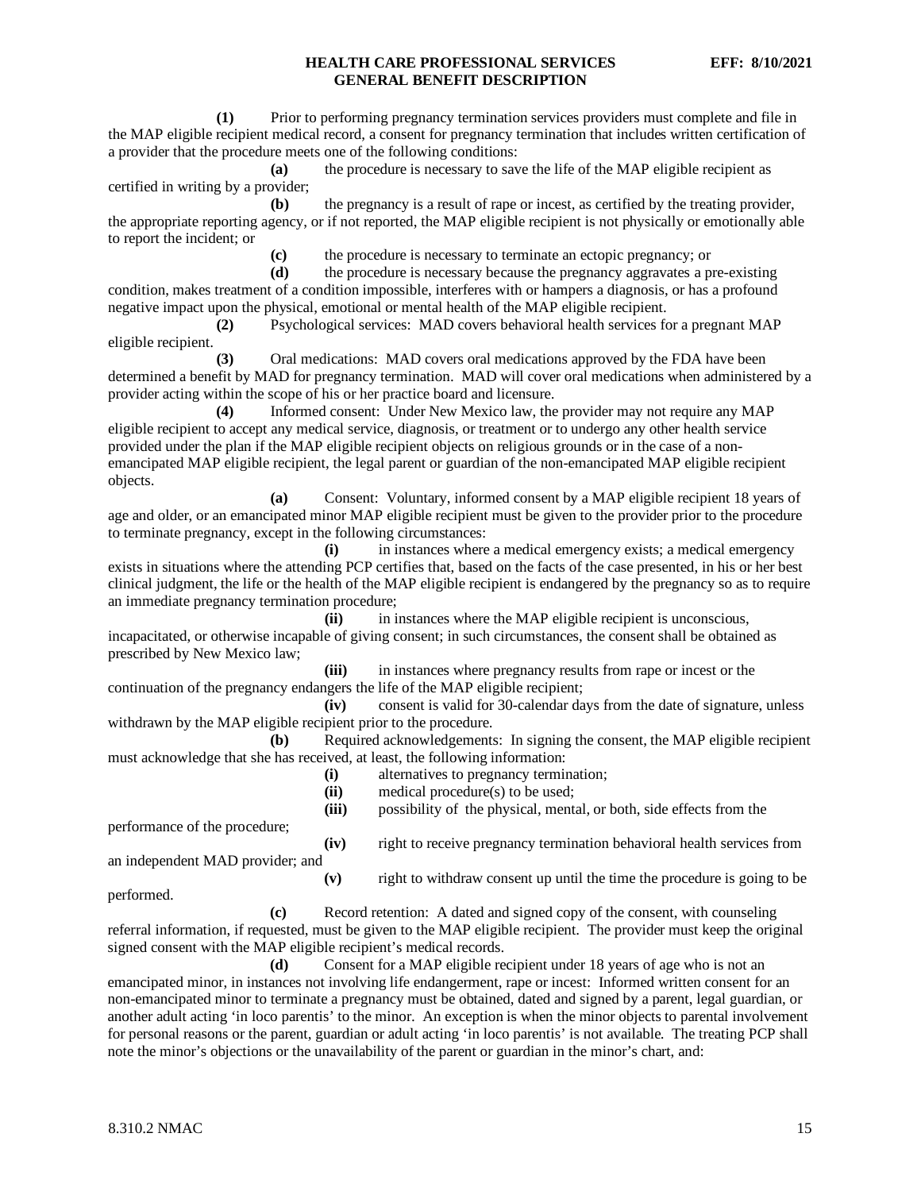**(1)** Prior to performing pregnancy termination services providers must complete and file in the MAP eligible recipient medical record, a consent for pregnancy termination that includes written certification of a provider that the procedure meets one of the following conditions:

**(a)** the procedure is necessary to save the life of the MAP eligible recipient as certified in writing by a provider;

**(b)** the pregnancy is a result of rape or incest, as certified by the treating provider, the appropriate reporting agency, or if not reported, the MAP eligible recipient is not physically or emotionally able to report the incident; or

**(c)** the procedure is necessary to terminate an ectopic pregnancy; or

**(d)** the procedure is necessary because the pregnancy aggravates a pre-existing condition, makes treatment of a condition impossible, interferes with or hampers a diagnosis, or has a profound negative impact upon the physical, emotional or mental health of the MAP eligible recipient.

**(2)** Psychological services: MAD covers behavioral health services for a pregnant MAP eligible recipient.

**(3)** Oral medications: MAD covers oral medications approved by the FDA have been determined a benefit by MAD for pregnancy termination. MAD will cover oral medications when administered by a provider acting within the scope of his or her practice board and licensure.

**(4)** Informed consent: Under New Mexico law, the provider may not require any MAP eligible recipient to accept any medical service, diagnosis, or treatment or to undergo any other health service provided under the plan if the MAP eligible recipient objects on religious grounds or in the case of a non-emancipated MAP eligible recipient, the legal parent or guardian of the non-emancipated MAP eligible recipient objects.

**(a)** Consent: Voluntary, informed consent by a MAP eligible recipient 18 years of age and older, or an emancipated minor MAP eligible recipient must be given to the provider prior to the procedure to terminate pregnancy, except in the following circumstances:

**(i)** in instances where a medical emergency exists; a medical emergency exists in situations where the attending PCP certifies that, based on the facts of the case presented, in his or her best clinical judgment, the life or the health of the MAP eligible recipient is endangered by the pregnancy so as to require an immediate pregnancy termination procedure;

**(ii)** in instances where the MAP eligible recipient is unconscious, incapacitated, or otherwise incapable of giving consent; in such circumstances, the consent shall be obtained as prescribed by New Mexico law;

**(iii)** in instances where pregnancy results from rape or incest or the continuation of the pregnancy endangers the life of the MAP eligible recipient;

**(iv)** consent is valid for 30-calendar days from the date of signature, unless withdrawn by the MAP eligible recipient prior to the procedure.

**(b)** Required acknowledgements: In signing the consent, the MAP eligible recipient must acknowledge that she has received, at least, the following information:

**(i)** alternatives to pregnancy termination;

**(ii)** medical procedure(s) to be used;

**(iii)** possibility of the physical, mental, or both, side effects from the performance of the procedure;

**(iv)** right to receive pregnancy termination behavioral health services from an independent MAD provider; and

**(v)** right to withdraw consent up until the time the procedure is going to be performed.

**(c)** Record retention: A dated and signed copy of the consent, with counseling referral information, if requested, must be given to the MAP eligible recipient. The provider must keep the original signed consent with the MAP eligible recipient's medical records.

**(d)** Consent for a MAP eligible recipient under 18 years of age who is not an emancipated minor, in instances not involving life endangerment, rape or incest: Informed written consent for an non-emancipated minor to terminate a pregnancy must be obtained, dated and signed by a parent, legal guardian, or another adult acting 'in loco parentis' to the minor. An exception is when the minor objects to parental involvement for personal reasons or the parent, guardian or adult acting 'in loco parentis' is not available. The treating PCP shall note the minor's objections or the unavailability of the parent or guardian in the minor's chart, and: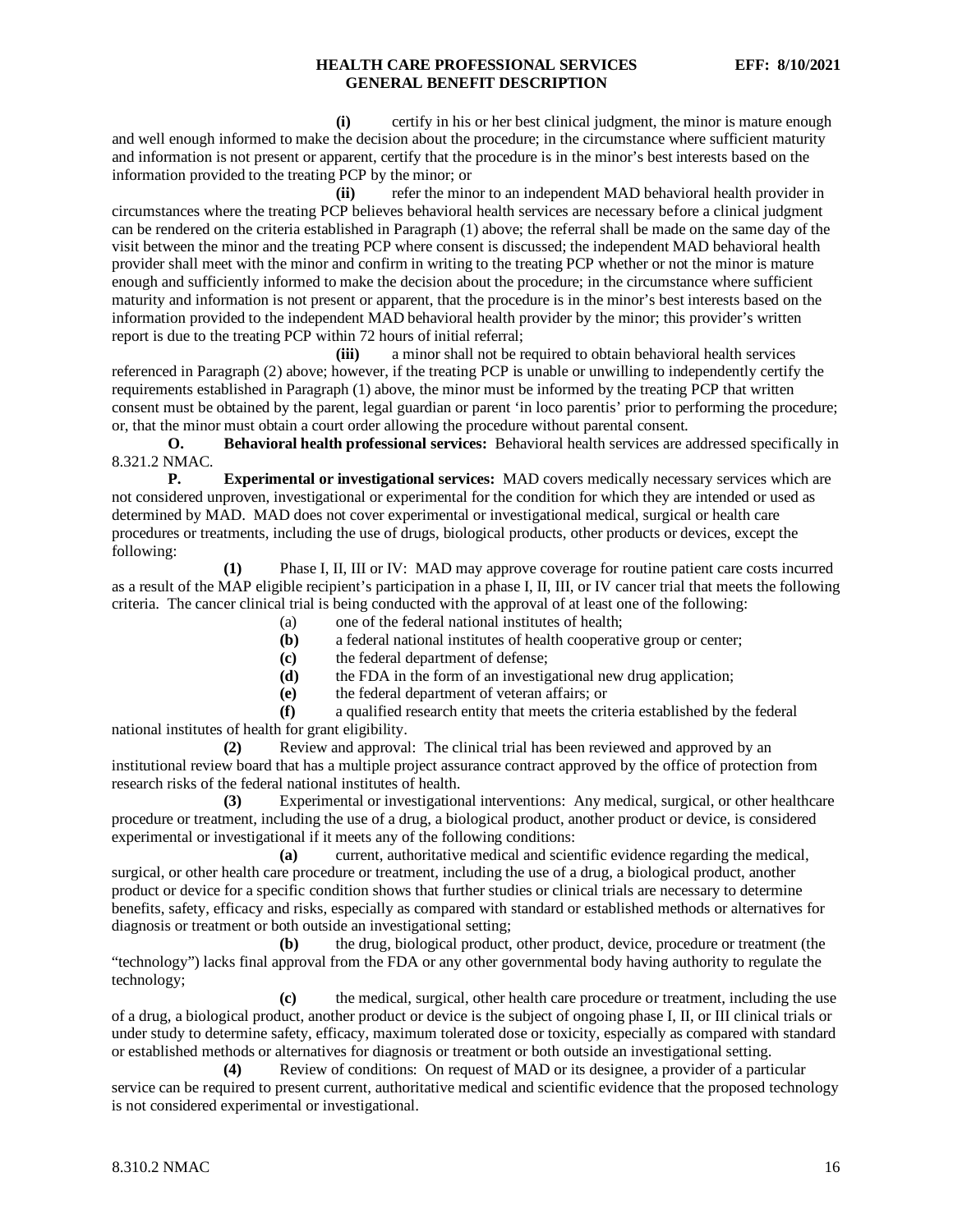**(i)** certify in his or her best clinical judgment, the minor is mature enough and well enough informed to make the decision about the procedure; in the circumstance where sufficient maturity and information is not present or apparent, certify that the procedure is in the minor's best interests based on the information provided to the treating PCP by the minor; or

**(ii)** refer the minor to an independent MAD behavioral health provider in circumstances where the treating PCP believes behavioral health services are necessary before a clinical judgment can be rendered on the criteria established in Paragraph (1) above; the referral shall be made on the same day of the visit between the minor and the treating PCP where consent is discussed; the independent MAD behavioral health provider shall meet with the minor and confirm in writing to the treating PCP whether or not the minor is mature enough and sufficiently informed to make the decision about the procedure; in the circumstance where sufficient maturity and information is not present or apparent, that the procedure is in the minor's best interests based on the information provided to the independent MAD behavioral health provider by the minor; this provider's written report is due to the treating PCP within 72 hours of initial referral;

**(iii)** a minor shall not be required to obtain behavioral health services referenced in Paragraph (2) above; however, if the treating PCP is unable or unwilling to independently certify the requirements established in Paragraph (1) above, the minor must be informed by the treating PCP that written consent must be obtained by the parent, legal guardian or parent 'in loco parentis' prior to performing the procedure; or, that the minor must obtain a court order allowing the procedure without parental consent.

**O. Behavioral health professional services:** Behavioral health services are addressed specifically in 8.321.2 NMAC.

**P. Experimental or investigational services:** MAD covers medically necessary services which are not considered unproven, investigational or experimental for the condition for which they are intended or used as determined by MAD. MAD does not cover experimental or investigational medical, surgical or health care procedures or treatments, including the use of drugs, biological products, other products or devices, except the following:

**(1)** Phase I, II, III or IV: MAD may approve coverage for routine patient care costs incurred as a result of the MAP eligible recipient's participation in a phase I, II, III, or IV cancer trial that meets the following criteria. The cancer clinical trial is being conducted with the approval of at least one of the following:

(a) one of the federal national institutes of health;

**(b)** a federal national institutes of health cooperative group or center;

**(c)** the federal department of defense;

**(d)** the FDA in the form of an investigational new drug application;

**(e)** the federal department of veteran affairs; or

**(f)** a qualified research entity that meets the criteria established by the federal national institutes of health for grant eligibility.

**(2)** Review and approval: The clinical trial has been reviewed and approved by an institutional review board that has a multiple project assurance contract approved by the office of protection from research risks of the federal national institutes of health.

**(3)** Experimental or investigational interventions: Any medical, surgical, or other healthcare procedure or treatment, including the use of a drug, a biological product, another product or device, is considered experimental or investigational if it meets any of the following conditions:

**(a)** current, authoritative medical and scientific evidence regarding the medical, surgical, or other health care procedure or treatment, including the use of a drug, a biological product, another product or device for a specific condition shows that further studies or clinical trials are necessary to determine benefits, safety, efficacy and risks, especially as compared with standard or established methods or alternatives for diagnosis or treatment or both outside an investigational setting;

**(b)** the drug, biological product, other product, device, procedure or treatment (the "technology") lacks final approval from the FDA or any other governmental body having authority to regulate the technology;

**(c)** the medical, surgical, other health care procedure or treatment, including the use of a drug, a biological product, another product or device is the subject of ongoing phase I, II, or III clinical trials or under study to determine safety, efficacy, maximum tolerated dose or toxicity, especially as compared with standard or established methods or alternatives for diagnosis or treatment or both outside an investigational setting.

**(4)** Review of conditions: On request of MAD or its designee, a provider of a particular service can be required to present current, authoritative medical and scientific evidence that the proposed technology is not considered experimental or investigational.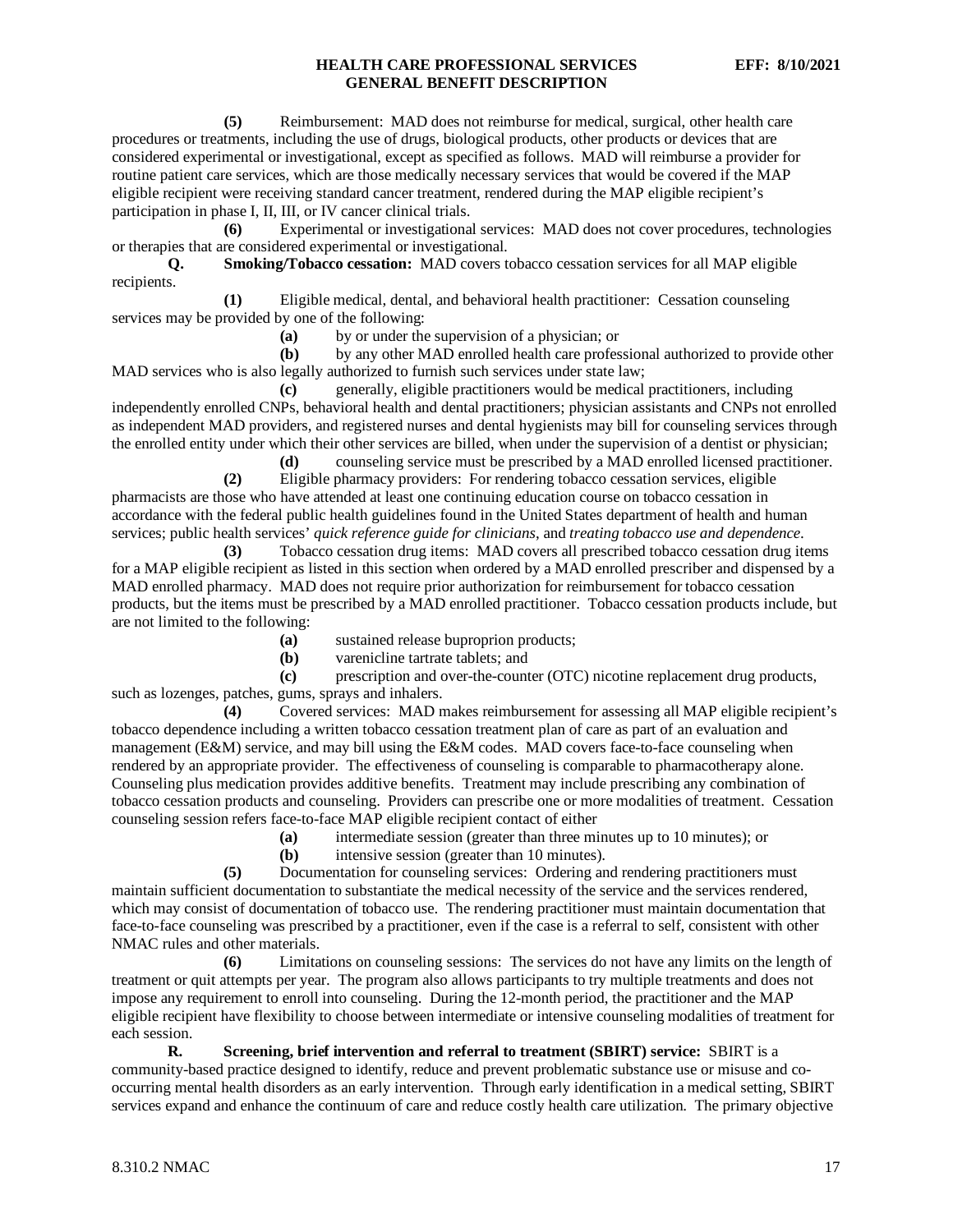**(5)** Reimbursement: MAD does not reimburse for medical, surgical, other health care procedures or treatments, including the use of drugs, biological products, other products or devices that are considered experimental or investigational, except as specified as follows. MAD will reimburse a provider for routine patient care services, which are those medically necessary services that would be covered if the MAP eligible recipient were receiving standard cancer treatment, rendered during the MAP eligible recipient's participation in phase I, II, III, or IV cancer clinical trials.

**(6)** Experimental or investigational services: MAD does not cover procedures, technologies or therapies that are considered experimental or investigational.

**Q. Smoking/Tobacco cessation:** MAD covers tobacco cessation services for all MAP eligible recipients.

**(1)** Eligible medical, dental, and behavioral health practitioner: Cessation counseling services may be provided by one of the following:

**(a)** by or under the supervision of a physician; or

**(b)** by any other MAD enrolled health care professional authorized to provide other MAD services who is also legally authorized to furnish such services under state law;

**(c)** generally, eligible practitioners would be medical practitioners, including independently enrolled CNPs, behavioral health and dental practitioners; physician assistants and CNPs not enrolled as independent MAD providers, and registered nurses and dental hygienists may bill for counseling services through the enrolled entity under which their other services are billed, when under the supervision of a dentist or physician;

**(d)** counseling service must be prescribed by a MAD enrolled licensed practitioner.

**(2)** Eligible pharmacy providers: For rendering tobacco cessation services, eligible pharmacists are those who have attended at least one continuing education course on tobacco cessation in accordance with the federal public health guidelines found in the United States department of health and human services; public health services' *quick reference guide for clinicians*, and *treating tobacco use and dependence*.

**(3)** Tobacco cessation drug items: MAD covers all prescribed tobacco cessation drug items for a MAP eligible recipient as listed in this section when ordered by a MAD enrolled prescriber and dispensed by a MAD enrolled pharmacy. MAD does not require prior authorization for reimbursement for tobacco cessation products, but the items must be prescribed by a MAD enrolled practitioner. Tobacco cessation products include, but are not limited to the following:

**(a)** sustained release buproprion products;

**(b)** varenicline tartrate tablets; and

**(c)** prescription and over-the-counter (OTC) nicotine replacement drug products, such as lozenges, patches, gums, sprays and inhalers.

**(4)** Covered services: MAD makes reimbursement for assessing all MAP eligible recipient's tobacco dependence including a written tobacco cessation treatment plan of care as part of an evaluation and management (E&M) service, and may bill using the E&M codes. MAD covers face-to-face counseling when rendered by an appropriate provider. The effectiveness of counseling is comparable to pharmacotherapy alone. Counseling plus medication provides additive benefits. Treatment may include prescribing any combination of tobacco cessation products and counseling. Providers can prescribe one or more modalities of treatment. Cessation counseling session refers face-to-face MAP eligible recipient contact of either

**(a)** intermediate session (greater than three minutes up to 10 minutes); or

**(b)** intensive session (greater than 10 minutes).

**(5)** Documentation for counseling services: Ordering and rendering practitioners must maintain sufficient documentation to substantiate the medical necessity of the service and the services rendered, which may consist of documentation of tobacco use. The rendering practitioner must maintain documentation that face-to-face counseling was prescribed by a practitioner, even if the case is a referral to self, consistent with other NMAC rules and other materials.

**(6)** Limitations on counseling sessions: The services do not have any limits on the length of treatment or quit attempts per year. The program also allows participants to try multiple treatments and does not impose any requirement to enroll into counseling. During the 12-month period, the practitioner and the MAP eligible recipient have flexibility to choose between intermediate or intensive counseling modalities of treatment for each session.

**R. Screening, brief intervention and referral to treatment (SBIRT) service:** SBIRT is a community-based practice designed to identify, reduce and prevent problematic substance use or misuse and co-occurring mental health disorders as an early intervention. Through early identification in a medical setting, SBIRT services expand and enhance the continuum of care and reduce costly health care utilization. The primary objective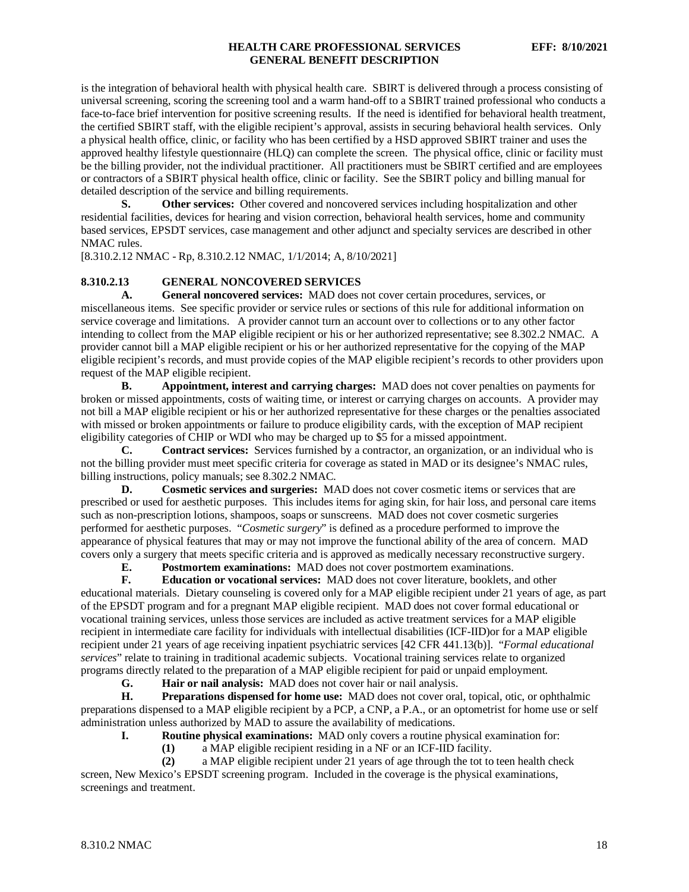is the integration of behavioral health with physical health care. SBIRT is delivered through a process consisting of universal screening, scoring the screening tool and a warm hand-off to a SBIRT trained professional who conducts a face-to-face brief intervention for positive screening results. If the need is identified for behavioral health treatment, the certified SBIRT staff, with the eligible recipient's approval, assists in securing behavioral health services. Only a physical health office, clinic, or facility who has been certified by a HSD approved SBIRT trainer and uses the approved healthy lifestyle questionnaire (HLQ) can complete the screen. The physical office, clinic or facility must be the billing provider, not the individual practitioner. All practitioners must be SBIRT certified and are employees or contractors of a SBIRT physical health office, clinic or facility. See the SBIRT policy and billing manual for detailed description of the service and billing requirements.

**S. Other services:** Other covered and noncovered services including hospitalization and other residential facilities, devices for hearing and vision correction, behavioral health services, home and community based services, EPSDT services, case management and other adjunct and specialty services are described in other NMAC rules.

[8.310.2.12 NMAC - Rp, 8.310.2.12 NMAC, 1/1/2014; A, 8/10/2021]

**8.310.2.13 GENERAL NONCOVERED SERVICES**

**A. General noncovered services:** MAD does not cover certain procedures, services, or miscellaneous items. See specific provider or service rules or sections of this rule for additional information on service coverage and limitations. A provider cannot turn an account over to collections or to any other factor intending to collect from the MAP eligible recipient or his or her authorized representative; see 8.302.2 NMAC. A provider cannot bill a MAP eligible recipient or his or her authorized representative for the copying of the MAP eligible recipient's records, and must provide copies of the MAP eligible recipient's records to other providers upon request of the MAP eligible recipient.

**B. Appointment, interest and carrying charges:** MAD does not cover penalties on payments for broken or missed appointments, costs of waiting time, or interest or carrying charges on accounts. A provider may not bill a MAP eligible recipient or his or her authorized representative for these charges or the penalties associated with missed or broken appointments or failure to produce eligibility cards, with the exception of MAP recipient eligibility categories of CHIP or WDI who may be charged up to $5 for a missed appointment.

**C. Contract services:** Services furnished by a contractor, an organization, or an individual who is not the billing provider must meet specific criteria for coverage as stated in MAD or its designee's NMAC rules, billing instructions, policy manuals; see 8.302.2 NMAC.

**D. Cosmetic services and surgeries:** MAD does not cover cosmetic items or services that are prescribed or used for aesthetic purposes. This includes items for aging skin, for hair loss, and personal care items such as non-prescription lotions, shampoos, soaps or sunscreens. MAD does not cover cosmetic surgeries performed for aesthetic purposes. "*Cosmetic surgery*" is defined as a procedure performed to improve the appearance of physical features that may or may not improve the functional ability of the area of concern. MAD covers only a surgery that meets specific criteria and is approved as medically necessary reconstructive surgery.

**E. Postmortem examinations:** MAD does not cover postmortem examinations.

**F. Education or vocational services:** MAD does not cover literature, booklets, and other educational materials. Dietary counseling is covered only for a MAP eligible recipient under 21 years of age, as part of the EPSDT program and for a pregnant MAP eligible recipient. MAD does not cover formal educational or vocational training services, unless those services are included as active treatment services for a MAP eligible recipient in intermediate care facility for individuals with intellectual disabilities (ICF-IID)or for a MAP eligible recipient under 21 years of age receiving inpatient psychiatric services [42 CFR 441.13(b)]. "*Formal educational services*" relate to training in traditional academic subjects. Vocational training services relate to organized programs directly related to the preparation of a MAP eligible recipient for paid or unpaid employment.

**G. Hair or nail analysis:** MAD does not cover hair or nail analysis.

**H. Preparations dispensed for home use:** MAD does not cover oral, topical, otic, or ophthalmic preparations dispensed to a MAP eligible recipient by a PCP, a CNP, a P.A., or an optometrist for home use or self administration unless authorized by MAD to assure the availability of medications.

**I. Routine physical examinations:** MAD only covers a routine physical examination for:

**(1)** a MAP eligible recipient residing in a NF or an ICF-IID facility.

**(2)** a MAP eligible recipient under 21 years of age through the tot to teen health check screen, New Mexico's EPSDT screening program. Included in the coverage is the physical examinations, screenings and treatment.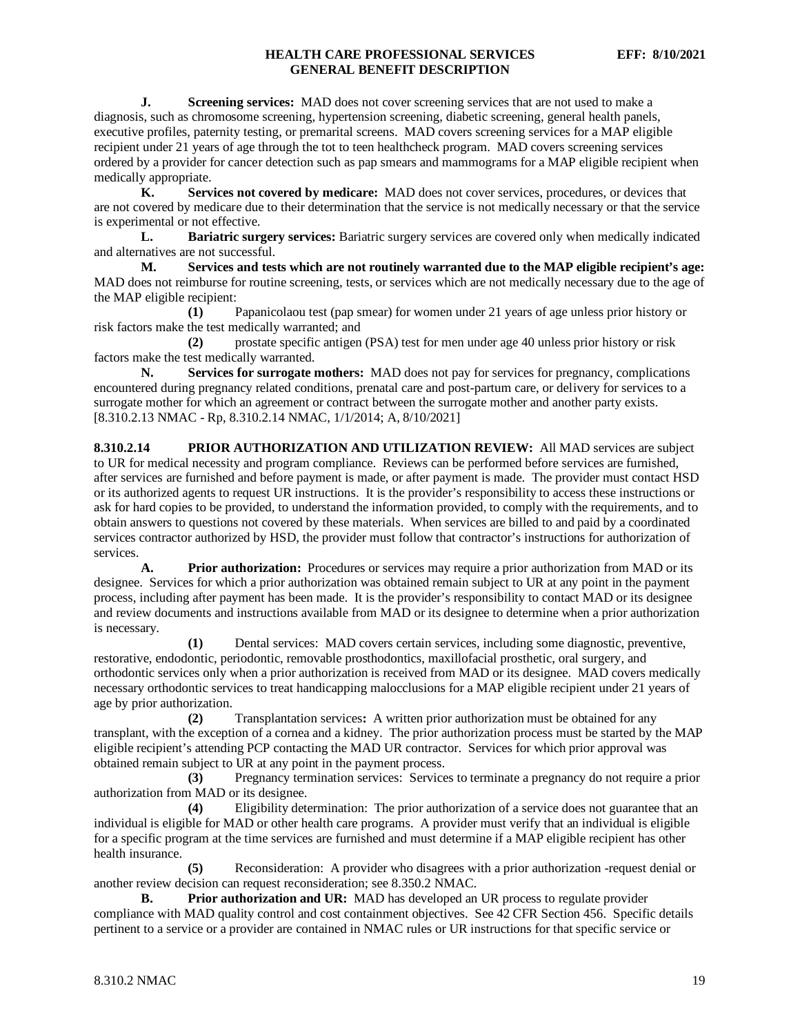**J. Screening services:** MAD does not cover screening services that are not used to make a diagnosis, such as chromosome screening, hypertension screening, diabetic screening, general health panels, executive profiles, paternity testing, or premarital screens. MAD covers screening services for a MAP eligible recipient under 21 years of age through the tot to teen healthcheck program. MAD covers screening services ordered by a provider for cancer detection such as pap smears and mammograms for a MAP eligible recipient when medically appropriate.

**K. Services not covered by medicare:** MAD does not cover services, procedures, or devices that are not covered by medicare due to their determination that the service is not medically necessary or that the service is experimental or not effective.

**L. Bariatric surgery services:** Bariatric surgery services are covered only when medically indicated and alternatives are not successful.

**M. Services and tests which are not routinely warranted due to the MAP eligible recipient's age:** MAD does not reimburse for routine screening, tests, or services which are not medically necessary due to the age of the MAP eligible recipient:

**(1)** Papanicolaou test (pap smear) for women under 21 years of age unless prior history or risk factors make the test medically warranted; and

**(2)** prostate specific antigen (PSA) test for men under age 40 unless prior history or risk factors make the test medically warranted.

**N. Services for surrogate mothers:** MAD does not pay for services for pregnancy, complications encountered during pregnancy related conditions, prenatal care and post-partum care, or delivery for services to a surrogate mother for which an agreement or contract between the surrogate mother and another party exists.

[8.310.2.13 NMAC - Rp, 8.310.2.14 NMAC, 1/1/2014; A, 8/10/2021]

**8.310.2.14 PRIOR AUTHORIZATION AND UTILIZATION REVIEW:** All MAD services are subject to UR for medical necessity and program compliance. Reviews can be performed before services are furnished, after services are furnished and before payment is made, or after payment is made. The provider must contact HSD or its authorized agents to request UR instructions. It is the provider's responsibility to access these instructions or ask for hard copies to be provided, to understand the information provided, to comply with the requirements, and to obtain answers to questions not covered by these materials. When services are billed to and paid by a coordinated services contractor authorized by HSD, the provider must follow that contractor's instructions for authorization of services.

**A. Prior authorization:** Procedures or services may require a prior authorization from MAD or its designee. Services for which a prior authorization was obtained remain subject to UR at any point in the payment process, including after payment has been made. It is the provider's responsibility to contact MAD or its designee and review documents and instructions available from MAD or its designee to determine when a prior authorization is necessary.

**(1)** Dental services: MAD covers certain services, including some diagnostic, preventive, restorative, endodontic, periodontic, removable prosthodontics, maxillofacial prosthetic, oral surgery, and orthodontic services only when a prior authorization is received from MAD or its designee. MAD covers medically necessary orthodontic services to treat handicapping malocclusions for a MAP eligible recipient under 21 years of age by prior authorization.

**(2)** Transplantation services**:** A written prior authorization must be obtained for any transplant, with the exception of a cornea and a kidney. The prior authorization process must be started by the MAP eligible recipient's attending PCP contacting the MAD UR contractor. Services for which prior approval was obtained remain subject to UR at any point in the payment process.

**(3)** Pregnancy termination services: Services to terminate a pregnancy do not require a prior authorization from MAD or its designee.

**(4)** Eligibility determination: The prior authorization of a service does not guarantee that an individual is eligible for MAD or other health care programs. A provider must verify that an individual is eligible for a specific program at the time services are furnished and must determine if a MAP eligible recipient has other health insurance.

**(5)** Reconsideration: A provider who disagrees with a prior authorization -request denial or another review decision can request reconsideration; see 8.350.2 NMAC.

**B. Prior authorization and UR:** MAD has developed an UR process to regulate provider compliance with MAD quality control and cost containment objectives. See 42 CFR Section 456. Specific details pertinent to a service or a provider are contained in NMAC rules or UR instructions for that specific service or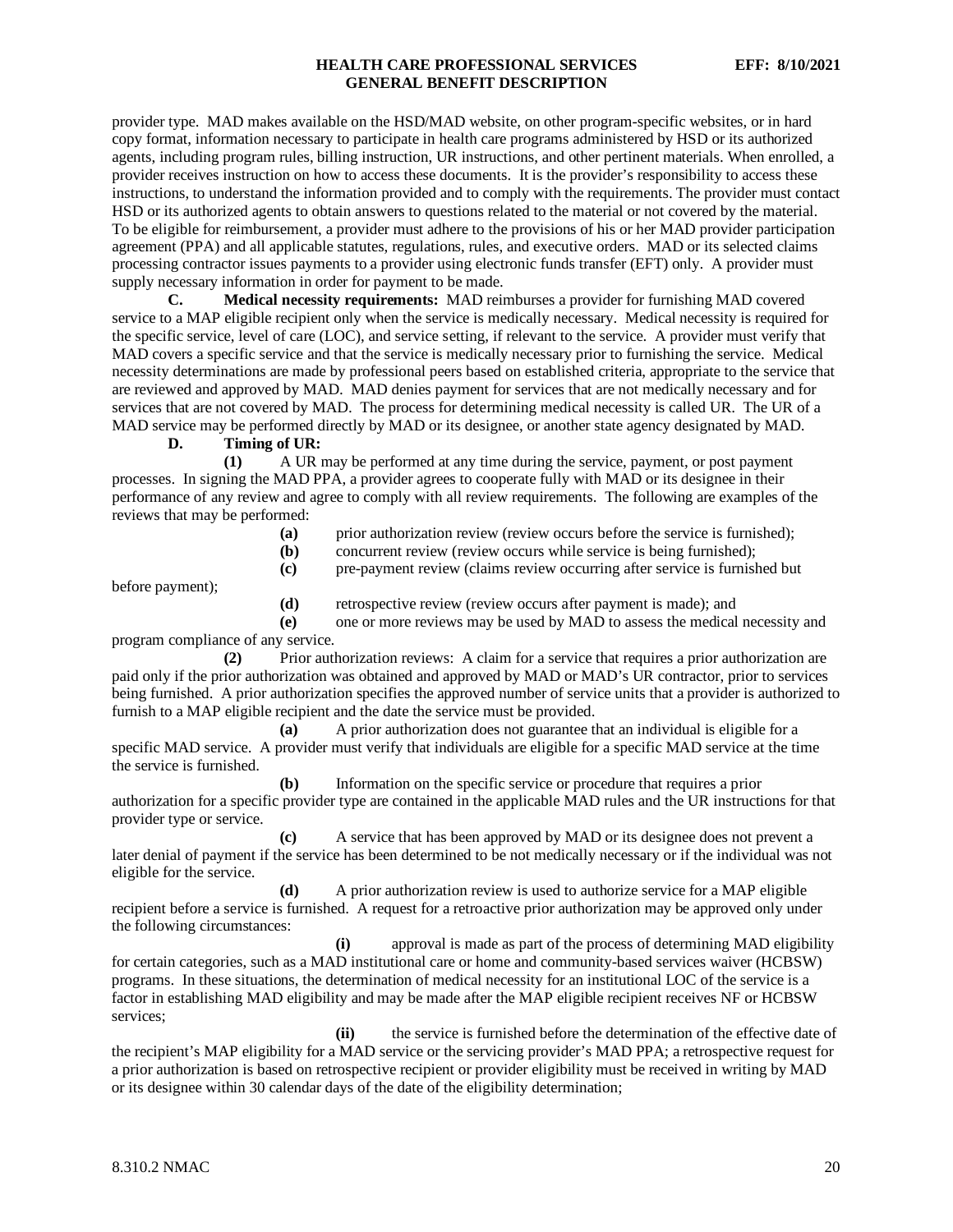provider type. MAD makes available on the HSD/MAD website, on other program-specific websites, or in hard copy format, information necessary to participate in health care programs administered by HSD or its authorized agents, including program rules, billing instruction, UR instructions, and other pertinent materials. When enrolled, a provider receives instruction on how to access these documents. It is the provider's responsibility to access these instructions, to understand the information provided and to comply with the requirements. The provider must contact HSD or its authorized agents to obtain answers to questions related to the material or not covered by the material. To be eligible for reimbursement, a provider must adhere to the provisions of his or her MAD provider participation agreement (PPA) and all applicable statutes, regulations, rules, and executive orders. MAD or its selected claims processing contractor issues payments to a provider using electronic funds transfer (EFT) only. A provider must supply necessary information in order for payment to be made.

**C. Medical necessity requirements:** MAD reimburses a provider for furnishing MAD covered service to a MAP eligible recipient only when the service is medically necessary. Medical necessity is required for the specific service, level of care (LOC), and service setting, if relevant to the service. A provider must verify that MAD covers a specific service and that the service is medically necessary prior to furnishing the service. Medical necessity determinations are made by professional peers based on established criteria, appropriate to the service that are reviewed and approved by MAD. MAD denies payment for services that are not medically necessary and for services that are not covered by MAD. The process for determining medical necessity is called UR. The UR of a MAD service may be performed directly by MAD or its designee, or another state agency designated by MAD.

**D. Timing of UR:**

**(1)** A UR may be performed at any time during the service, payment, or post payment processes. In signing the MAD PPA, a provider agrees to cooperate fully with MAD or its designee in their performance of any review and agree to comply with all review requirements. The following are examples of the reviews that may be performed:

**(a)** prior authorization review (review occurs before the service is furnished);

**(b)** concurrent review (review occurs while service is being furnished);

**(c)** pre-payment review (claims review occurring after service is furnished but before payment);

**(d)** retrospective review (review occurs after payment is made); and

**(e)** one or more reviews may be used by MAD to assess the medical necessity and program compliance of any service.

**(2)** Prior authorization reviews: A claim for a service that requires a prior authorization are paid only if the prior authorization was obtained and approved by MAD or MAD's UR contractor, prior to services being furnished. A prior authorization specifies the approved number of service units that a provider is authorized to furnish to a MAP eligible recipient and the date the service must be provided.

**(a)** A prior authorization does not guarantee that an individual is eligible for a specific MAD service. A provider must verify that individuals are eligible for a specific MAD service at the time the service is furnished.

**(b)** Information on the specific service or procedure that requires a prior authorization for a specific provider type are contained in the applicable MAD rules and the UR instructions for that provider type or service.

**(c)** A service that has been approved by MAD or its designee does not prevent a later denial of payment if the service has been determined to be not medically necessary or if the individual was not eligible for the service.

**(d)** A prior authorization review is used to authorize service for a MAP eligible recipient before a service is furnished. A request for a retroactive prior authorization may be approved only under the following circumstances:

**(i)** approval is made as part of the process of determining MAD eligibility for certain categories, such as a MAD institutional care or home and community-based services waiver (HCBSW) programs. In these situations, the determination of medical necessity for an institutional LOC of the service is a factor in establishing MAD eligibility and may be made after the MAP eligible recipient receives NF or HCBSW services;

**(ii)** the service is furnished before the determination of the effective date of the recipient's MAP eligibility for a MAD service or the servicing provider's MAD PPA; a retrospective request for a prior authorization is based on retrospective recipient or provider eligibility must be received in writing by MAD or its designee within 30 calendar days of the date of the eligibility determination;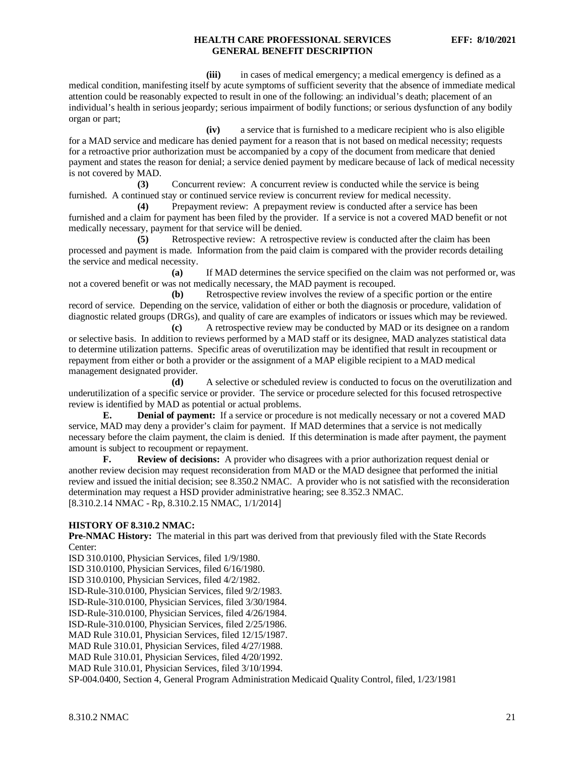**(iii)** in cases of medical emergency; a medical emergency is defined as a medical condition, manifesting itself by acute symptoms of sufficient severity that the absence of immediate medical attention could be reasonably expected to result in one of the following: an individual's death; placement of an individual's health in serious jeopardy; serious impairment of bodily functions; or serious dysfunction of any bodily organ or part;

**(iv)** a service that is furnished to a medicare recipient who is also eligible for a MAD service and medicare has denied payment for a reason that is not based on medical necessity; requests for a retroactive prior authorization must be accompanied by a copy of the document from medicare that denied payment and states the reason for denial; a service denied payment by medicare because of lack of medical necessity is not covered by MAD.

**(3)** Concurrent review: A concurrent review is conducted while the service is being furnished. A continued stay or continued service review is concurrent review for medical necessity.

**(4)** Prepayment review: A prepayment review is conducted after a service has been furnished and a claim for payment has been filed by the provider. If a service is not a covered MAD benefit or not medically necessary, payment for that service will be denied.

**(5)** Retrospective review: A retrospective review is conducted after the claim has been processed and payment is made. Information from the paid claim is compared with the provider records detailing the service and medical necessity.

**(a)** If MAD determines the service specified on the claim was not performed or, was not a covered benefit or was not medically necessary, the MAD payment is recouped.

**(b)** Retrospective review involves the review of a specific portion or the entire record of service. Depending on the service, validation of either or both the diagnosis or procedure, validation of diagnostic related groups (DRGs), and quality of care are examples of indicators or issues which may be reviewed.

**(c)** A retrospective review may be conducted by MAD or its designee on a random or selective basis. In addition to reviews performed by a MAD staff or its designee, MAD analyzes statistical data to determine utilization patterns. Specific areas of overutilization may be identified that result in recoupment or repayment from either or both a provider or the assignment of a MAP eligible recipient to a MAD medical management designated provider.

**(d)** A selective or scheduled review is conducted to focus on the overutilization and underutilization of a specific service or provider. The service or procedure selected for this focused retrospective review is identified by MAD as potential or actual problems.

**E. Denial of payment:** If a service or procedure is not medically necessary or not a covered MAD service, MAD may deny a provider's claim for payment. If MAD determines that a service is not medically necessary before the claim payment, the claim is denied. If this determination is made after payment, the payment amount is subject to recoupment or repayment.

**F. Review of decisions:** A provider who disagrees with a prior authorization request denial or another review decision may request reconsideration from MAD or the MAD designee that performed the initial review and issued the initial decision; see 8.350.2 NMAC. A provider who is not satisfied with the reconsideration determination may request a HSD provider administrative hearing; see 8.352.3 NMAC.

[8.310.2.14 NMAC - Rp, 8.310.2.15 NMAC, 1/1/2014]

**HISTORY OF 8.310.2 NMAC:**

**Pre-NMAC History:** The material in this part was derived from that previously filed with the State Records Center:

ISD 310.0100, Physician Services, filed 1/9/1980.
ISD 310.0100, Physician Services, filed 6/16/1980.
ISD 310.0100, Physician Services, filed 4/2/1982.
ISD-Rule-310.0100, Physician Services, filed 9/2/1983.
ISD-Rule-310.0100, Physician Services, filed 3/30/1984.
ISD-Rule-310.0100, Physician Services, filed 4/26/1984.
ISD-Rule-310.0100, Physician Services, filed 2/25/1986.
MAD Rule 310.01, Physician Services, filed 12/15/1987.
MAD Rule 310.01, Physician Services, filed 4/27/1988.
MAD Rule 310.01, Physician Services, filed 4/20/1992.
MAD Rule 310.01, Physician Services, filed 3/10/1994.
SP-004.0400, Section 4, General Program Administration Medicaid Quality Control, filed, 1/23/1981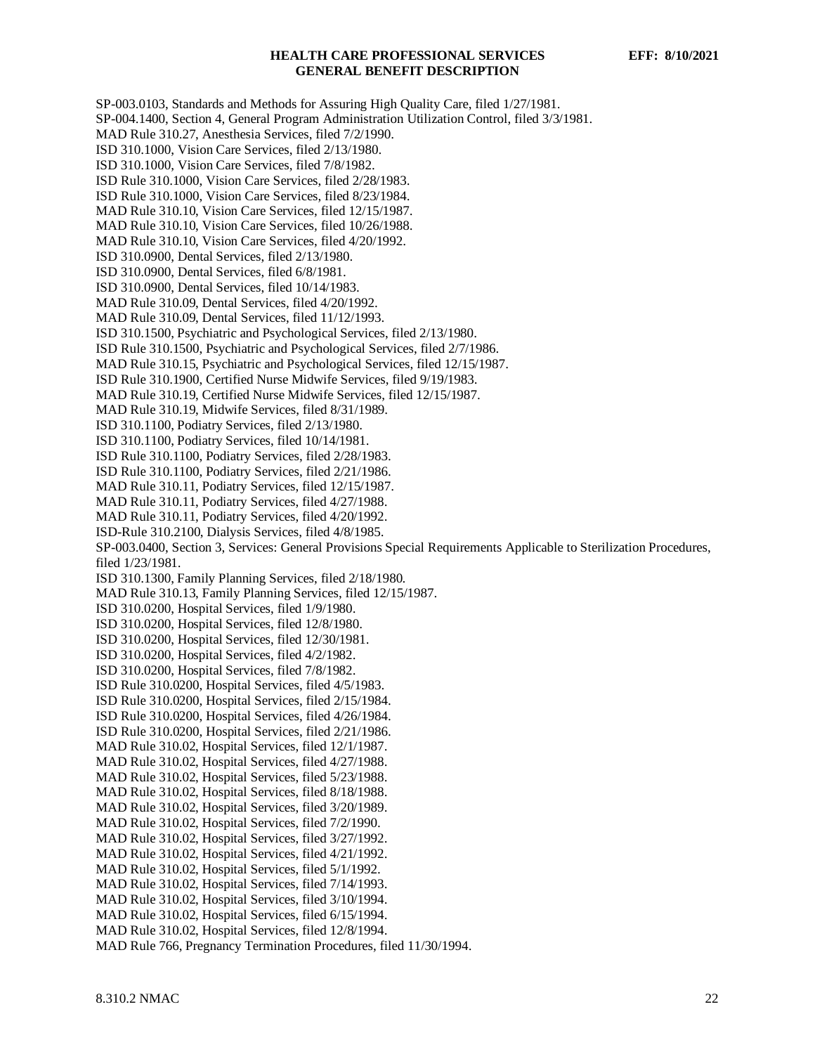SP-003.0103, Standards and Methods for Assuring High Quality Care, filed 1/27/1981.
SP-004.1400, Section 4, General Program Administration Utilization Control, filed 3/3/1981.
MAD Rule 310.27, Anesthesia Services, filed 7/2/1990.
ISD 310.1000, Vision Care Services, filed 2/13/1980.
ISD 310.1000, Vision Care Services, filed 7/8/1982.
ISD Rule 310.1000, Vision Care Services, filed 2/28/1983.
ISD Rule 310.1000, Vision Care Services, filed 8/23/1984.
MAD Rule 310.10, Vision Care Services, filed 12/15/1987.
MAD Rule 310.10, Vision Care Services, filed 10/26/1988.
MAD Rule 310.10, Vision Care Services, filed 4/20/1992.
ISD 310.0900, Dental Services, filed 2/13/1980.
ISD 310.0900, Dental Services, filed 6/8/1981.
ISD 310.0900, Dental Services, filed 10/14/1983.
MAD Rule 310.09, Dental Services, filed 4/20/1992.
MAD Rule 310.09, Dental Services, filed 11/12/1993.
ISD 310.1500, Psychiatric and Psychological Services, filed 2/13/1980.
ISD Rule 310.1500, Psychiatric and Psychological Services, filed 2/7/1986.
MAD Rule 310.15, Psychiatric and Psychological Services, filed 12/15/1987.
ISD Rule 310.1900, Certified Nurse Midwife Services, filed 9/19/1983.
MAD Rule 310.19, Certified Nurse Midwife Services, filed 12/15/1987.
MAD Rule 310.19, Midwife Services, filed 8/31/1989.
ISD 310.1100, Podiatry Services, filed 2/13/1980.
ISD 310.1100, Podiatry Services, filed 10/14/1981.
ISD Rule 310.1100, Podiatry Services, filed 2/28/1983.
ISD Rule 310.1100, Podiatry Services, filed 2/21/1986.
MAD Rule 310.11, Podiatry Services, filed 12/15/1987.
MAD Rule 310.11, Podiatry Services, filed 4/27/1988.
MAD Rule 310.11, Podiatry Services, filed 4/20/1992.
ISD-Rule 310.2100, Dialysis Services, filed 4/8/1985.
SP-003.0400, Section 3, Services: General Provisions Special Requirements Applicable to Sterilization Procedures, filed 1/23/1981.
ISD 310.1300, Family Planning Services, filed 2/18/1980.
MAD Rule 310.13, Family Planning Services, filed 12/15/1987.
ISD 310.0200, Hospital Services, filed 1/9/1980.
ISD 310.0200, Hospital Services, filed 12/8/1980.
ISD 310.0200, Hospital Services, filed 12/30/1981.
ISD 310.0200, Hospital Services, filed 4/2/1982.
ISD 310.0200, Hospital Services, filed 7/8/1982.
ISD Rule 310.0200, Hospital Services, filed 4/5/1983.
ISD Rule 310.0200, Hospital Services, filed 2/15/1984.
ISD Rule 310.0200, Hospital Services, filed 4/26/1984.
ISD Rule 310.0200, Hospital Services, filed 2/21/1986.
MAD Rule 310.02, Hospital Services, filed 12/1/1987.
MAD Rule 310.02, Hospital Services, filed 4/27/1988.
MAD Rule 310.02, Hospital Services, filed 5/23/1988.
MAD Rule 310.02, Hospital Services, filed 8/18/1988.
MAD Rule 310.02, Hospital Services, filed 3/20/1989.
MAD Rule 310.02, Hospital Services, filed 7/2/1990.
MAD Rule 310.02, Hospital Services, filed 3/27/1992.
MAD Rule 310.02, Hospital Services, filed 4/21/1992.
MAD Rule 310.02, Hospital Services, filed 5/1/1992.
MAD Rule 310.02, Hospital Services, filed 7/14/1993.
MAD Rule 310.02, Hospital Services, filed 3/10/1994.
MAD Rule 310.02, Hospital Services, filed 6/15/1994.
MAD Rule 310.02, Hospital Services, filed 12/8/1994.
MAD Rule 766, Pregnancy Termination Procedures, filed 11/30/1994.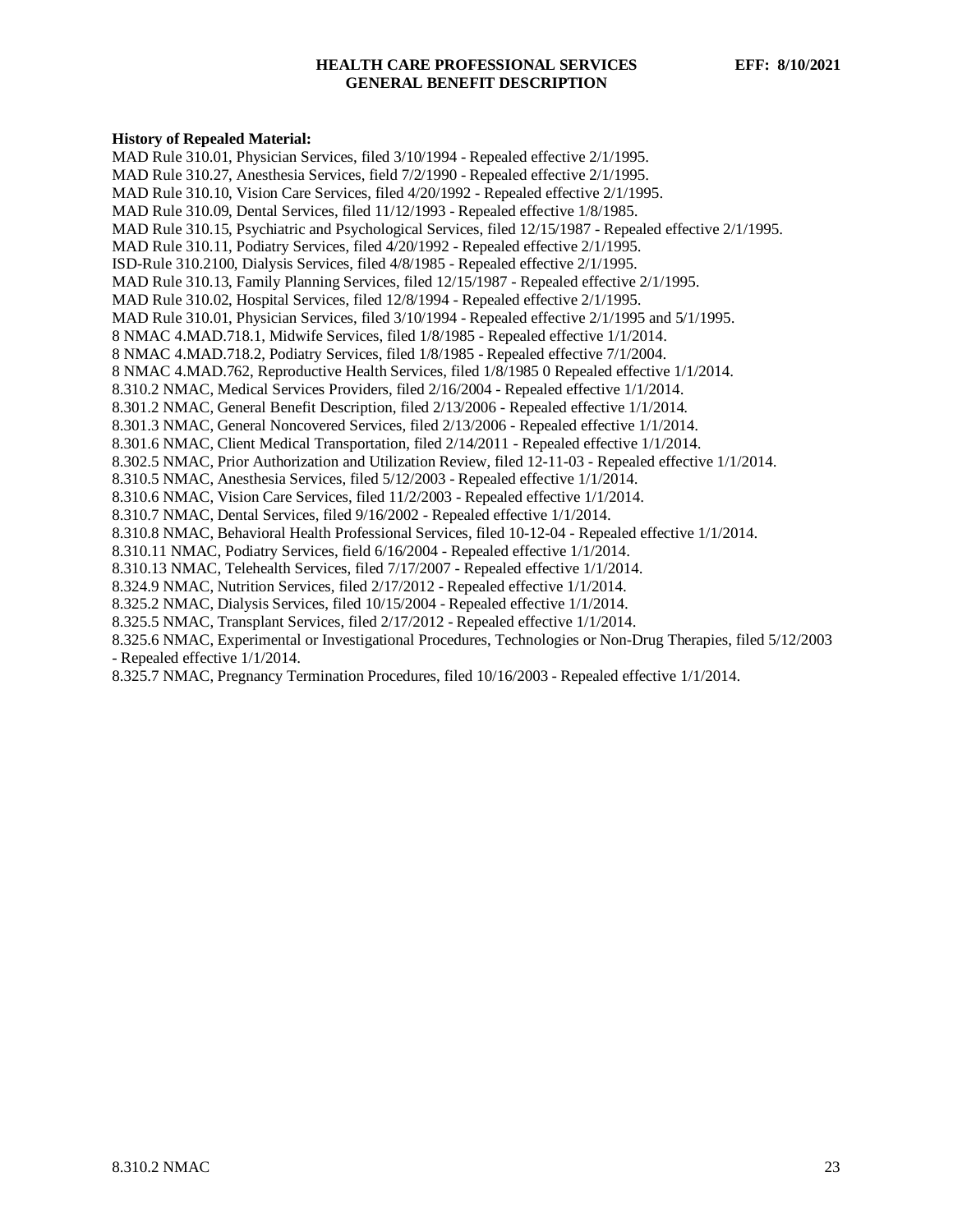**History of Repealed Material:**

MAD Rule 310.01, Physician Services, filed 3/10/1994 - Repealed effective 2/1/1995.
MAD Rule 310.27, Anesthesia Services, field 7/2/1990 - Repealed effective 2/1/1995.
MAD Rule 310.10, Vision Care Services, filed 4/20/1992 - Repealed effective 2/1/1995.
MAD Rule 310.09, Dental Services, filed 11/12/1993 - Repealed effective 1/8/1985.
MAD Rule 310.15, Psychiatric and Psychological Services, filed 12/15/1987 - Repealed effective 2/1/1995.
MAD Rule 310.11, Podiatry Services, filed 4/20/1992 - Repealed effective 2/1/1995.
ISD-Rule 310.2100, Dialysis Services, filed 4/8/1985 - Repealed effective 2/1/1995.
MAD Rule 310.13, Family Planning Services, filed 12/15/1987 - Repealed effective 2/1/1995.
MAD Rule 310.02, Hospital Services, filed 12/8/1994 - Repealed effective 2/1/1995.
MAD Rule 310.01, Physician Services, filed 3/10/1994 - Repealed effective 2/1/1995 and 5/1/1995.
8 NMAC 4.MAD.718.1, Midwife Services, filed 1/8/1985 - Repealed effective 1/1/2014.
8 NMAC 4.MAD.718.2, Podiatry Services, filed 1/8/1985 - Repealed effective 7/1/2004.
8 NMAC 4.MAD.762, Reproductive Health Services, filed 1/8/1985 0 Repealed effective 1/1/2014.
8.310.2 NMAC, Medical Services Providers, filed 2/16/2004 - Repealed effective 1/1/2014.
8.301.2 NMAC, General Benefit Description, filed 2/13/2006 - Repealed effective 1/1/2014.
8.301.3 NMAC, General Noncovered Services, filed 2/13/2006 - Repealed effective 1/1/2014.
8.301.6 NMAC, Client Medical Transportation, filed 2/14/2011 - Repealed effective 1/1/2014.
8.302.5 NMAC, Prior Authorization and Utilization Review, filed 12-11-03 - Repealed effective 1/1/2014.
8.310.5 NMAC, Anesthesia Services, filed 5/12/2003 - Repealed effective 1/1/2014.
8.310.6 NMAC, Vision Care Services, filed 11/2/2003 - Repealed effective 1/1/2014.
8.310.7 NMAC, Dental Services, filed 9/16/2002 - Repealed effective 1/1/2014.
8.310.8 NMAC, Behavioral Health Professional Services, filed 10-12-04 - Repealed effective 1/1/2014.
8.310.11 NMAC, Podiatry Services, field 6/16/2004 - Repealed effective 1/1/2014.
8.310.13 NMAC, Telehealth Services, filed 7/17/2007 - Repealed effective 1/1/2014.
8.324.9 NMAC, Nutrition Services, filed 2/17/2012 - Repealed effective 1/1/2014.
8.325.2 NMAC, Dialysis Services, filed 10/15/2004 - Repealed effective 1/1/2014.
8.325.5 NMAC, Transplant Services, filed 2/17/2012 - Repealed effective 1/1/2014.
8.325.6 NMAC, Experimental or Investigational Procedures, Technologies or Non-Drug Therapies, filed 5/12/2003 - Repealed effective 1/1/2014.
8.325.7 NMAC, Pregnancy Termination Procedures, filed 10/16/2003 - Repealed effective 1/1/2014.